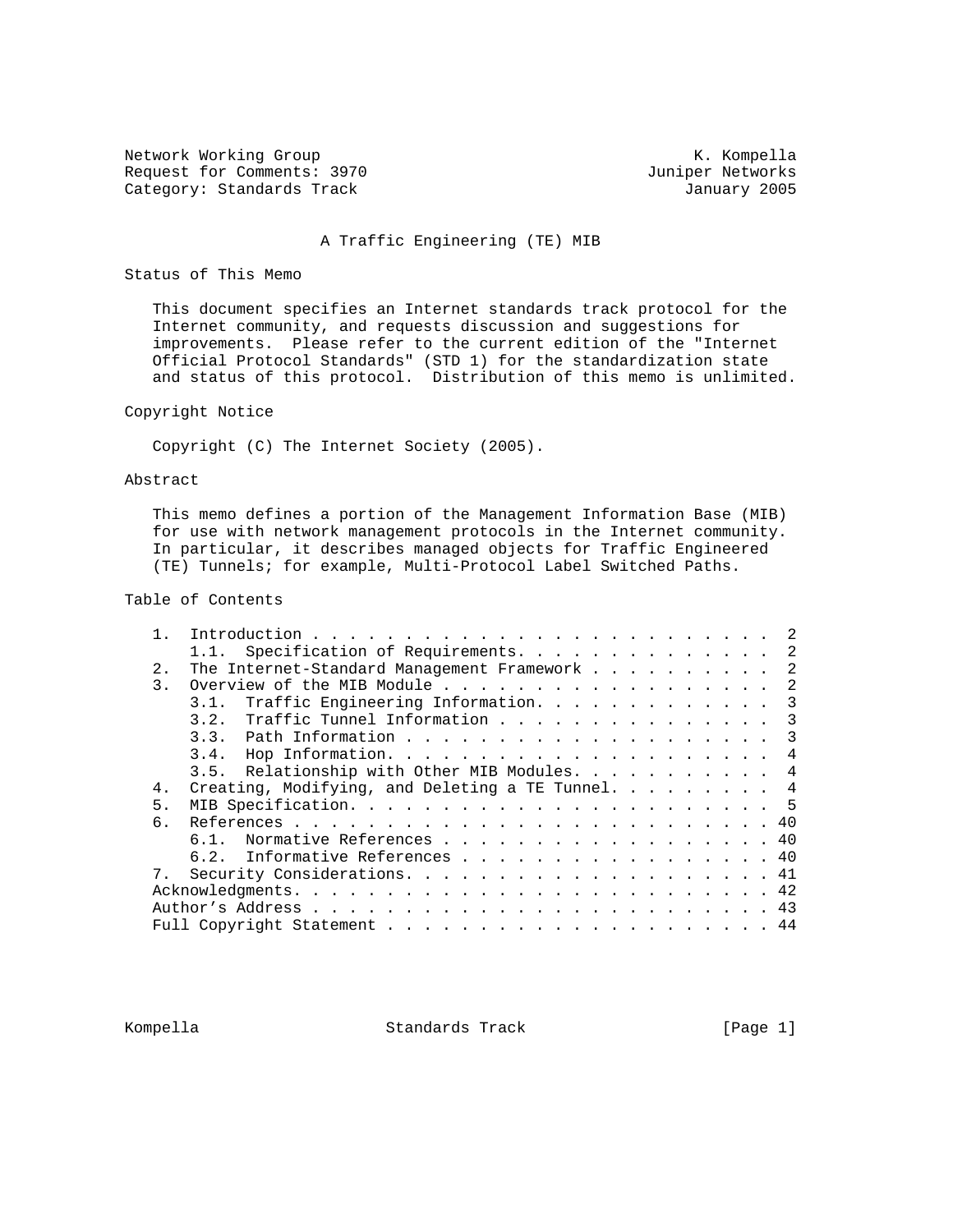Network Working Group K. Kompella
Request for Comments: 3970 Juniper Networks
Category: Standards Track January 2005

# A Traffic Engineering (TE) MIB

## Status of This Memo

This document specifies an Internet standards track protocol for the Internet community, and requests discussion and suggestions for improvements. Please refer to the current edition of the "Internet Official Protocol Standards" (STD 1) for the standardization state and status of this protocol. Distribution of this memo is unlimited.

## Copyright Notice

Copyright (C) The Internet Society (2005).

## Abstract

This memo defines a portion of the Management Information Base (MIB) for use with network management protocols in the Internet community. In particular, it describes managed objects for Traffic Engineered (TE) Tunnels; for example, Multi-Protocol Label Switched Paths.

## Table of Contents

```
1.  Introduction . . . . . . . . . . . . . . . . . . . . . . . . .  2
    1.1.  Specification of Requirements. . . . . . . . . . . . . .  2
2.  The Internet-Standard Management Framework . . . . . . . . . .  2
3.  Overview of the MIB Module . . . . . . . . . . . . . . . . . .  2
    3.1.  Traffic Engineering Information. . . . . . . . . . . . .  3
    3.2.  Traffic Tunnel Information . . . . . . . . . . . . . . .  3
    3.3.  Path Information . . . . . . . . . . . . . . . . . . . .  3
    3.4.  Hop Information. . . . . . . . . . . . . . . . . . . . .  4
    3.5.  Relationship with Other MIB Modules. . . . . . . . . . .  4
4.  Creating, Modifying, and Deleting a TE Tunnel. . . . . . . . .  4
5.  MIB Specification. . . . . . . . . . . . . . . . . . . . . . .  5
6.  References . . . . . . . . . . . . . . . . . . . . . . . . . . 40
    6.1.  Normative References . . . . . . . . . . . . . . . . . . 40
    6.2.  Informative References . . . . . . . . . . . . . . . . . 40
7.  Security Considerations. . . . . . . . . . . . . . . . . . . . 41
Acknowledgments. . . . . . . . . . . . . . . . . . . . . . . . . . 42
Author's Address . . . . . . . . . . . . . . . . . . . . . . . . . 43
Full Copyright Statement . . . . . . . . . . . . . . . . . . . . . 44
```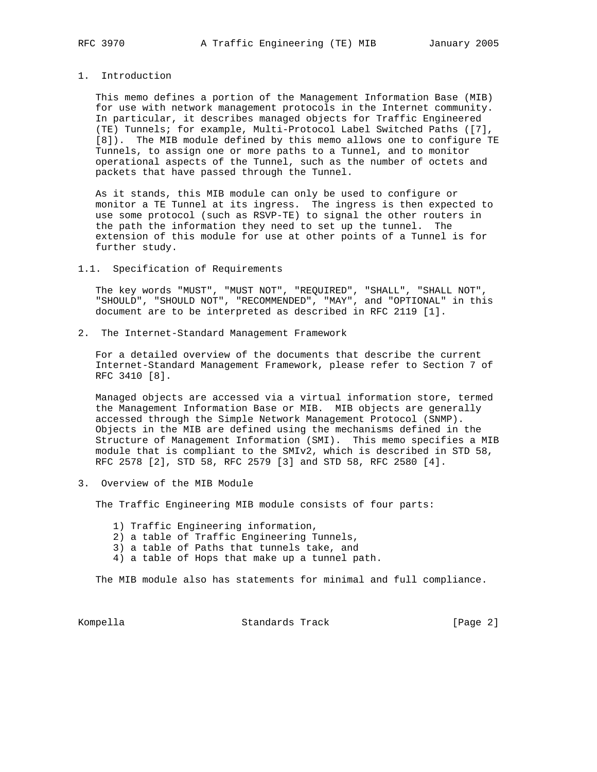## 1. Introduction

This memo defines a portion of the Management Information Base (MIB) for use with network management protocols in the Internet community. In particular, it describes managed objects for Traffic Engineered (TE) Tunnels; for example, Multi-Protocol Label Switched Paths ([7], [8]). The MIB module defined by this memo allows one to configure TE Tunnels, to assign one or more paths to a Tunnel, and to monitor operational aspects of the Tunnel, such as the number of octets and packets that have passed through the Tunnel.

As it stands, this MIB module can only be used to configure or monitor a TE Tunnel at its ingress. The ingress is then expected to use some protocol (such as RSVP-TE) to signal the other routers in the path the information they need to set up the tunnel. The extension of this module for use at other points of a Tunnel is for further study.

### 1.1. Specification of Requirements

The key words "MUST", "MUST NOT", "REQUIRED", "SHALL", "SHALL NOT", "SHOULD", "SHOULD NOT", "RECOMMENDED", "MAY", and "OPTIONAL" in this document are to be interpreted as described in RFC 2119 [1].

## 2. The Internet-Standard Management Framework

For a detailed overview of the documents that describe the current Internet-Standard Management Framework, please refer to Section 7 of RFC 3410 [8].

Managed objects are accessed via a virtual information store, termed the Management Information Base or MIB. MIB objects are generally accessed through the Simple Network Management Protocol (SNMP). Objects in the MIB are defined using the mechanisms defined in the Structure of Management Information (SMI). This memo specifies a MIB module that is compliant to the SMIv2, which is described in STD 58, RFC 2578 [2], STD 58, RFC 2579 [3] and STD 58, RFC 2580 [4].

## 3. Overview of the MIB Module

The Traffic Engineering MIB module consists of four parts:

1) Traffic Engineering information,
2) a table of Traffic Engineering Tunnels,
3) a table of Paths that tunnels take, and
4) a table of Hops that make up a tunnel path.

The MIB module also has statements for minimal and full compliance.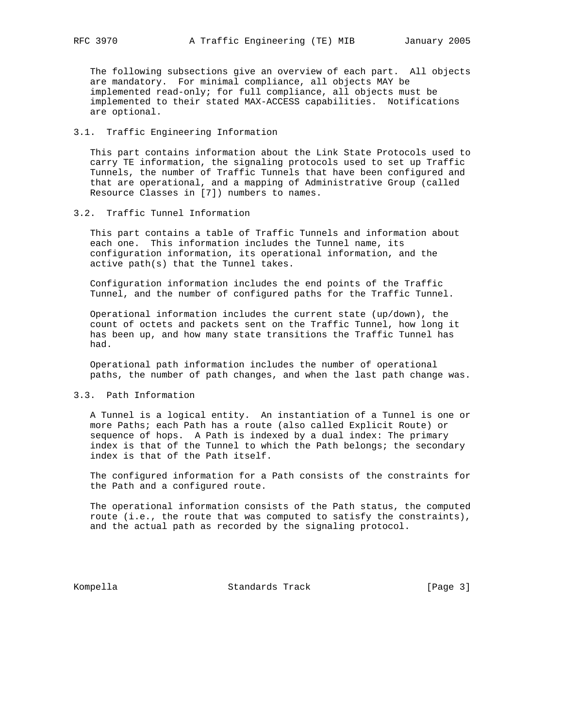The following subsections give an overview of each part. All objects are mandatory. For minimal compliance, all objects MAY be implemented read-only; for full compliance, all objects must be implemented to their stated MAX-ACCESS capabilities. Notifications are optional.

### 3.1. Traffic Engineering Information

This part contains information about the Link State Protocols used to carry TE information, the signaling protocols used to set up Traffic Tunnels, the number of Traffic Tunnels that have been configured and that are operational, and a mapping of Administrative Group (called Resource Classes in [7]) numbers to names.

### 3.2. Traffic Tunnel Information

This part contains a table of Traffic Tunnels and information about each one. This information includes the Tunnel name, its configuration information, its operational information, and the active path(s) that the Tunnel takes.

Configuration information includes the end points of the Traffic Tunnel, and the number of configured paths for the Traffic Tunnel.

Operational information includes the current state (up/down), the count of octets and packets sent on the Traffic Tunnel, how long it has been up, and how many state transitions the Traffic Tunnel has had.

Operational path information includes the number of operational paths, the number of path changes, and when the last path change was.

### 3.3. Path Information

A Tunnel is a logical entity. An instantiation of a Tunnel is one or more Paths; each Path has a route (also called Explicit Route) or sequence of hops. A Path is indexed by a dual index: The primary index is that of the Tunnel to which the Path belongs; the secondary index is that of the Path itself.

The configured information for a Path consists of the constraints for the Path and a configured route.

The operational information consists of the Path status, the computed route (i.e., the route that was computed to satisfy the constraints), and the actual path as recorded by the signaling protocol.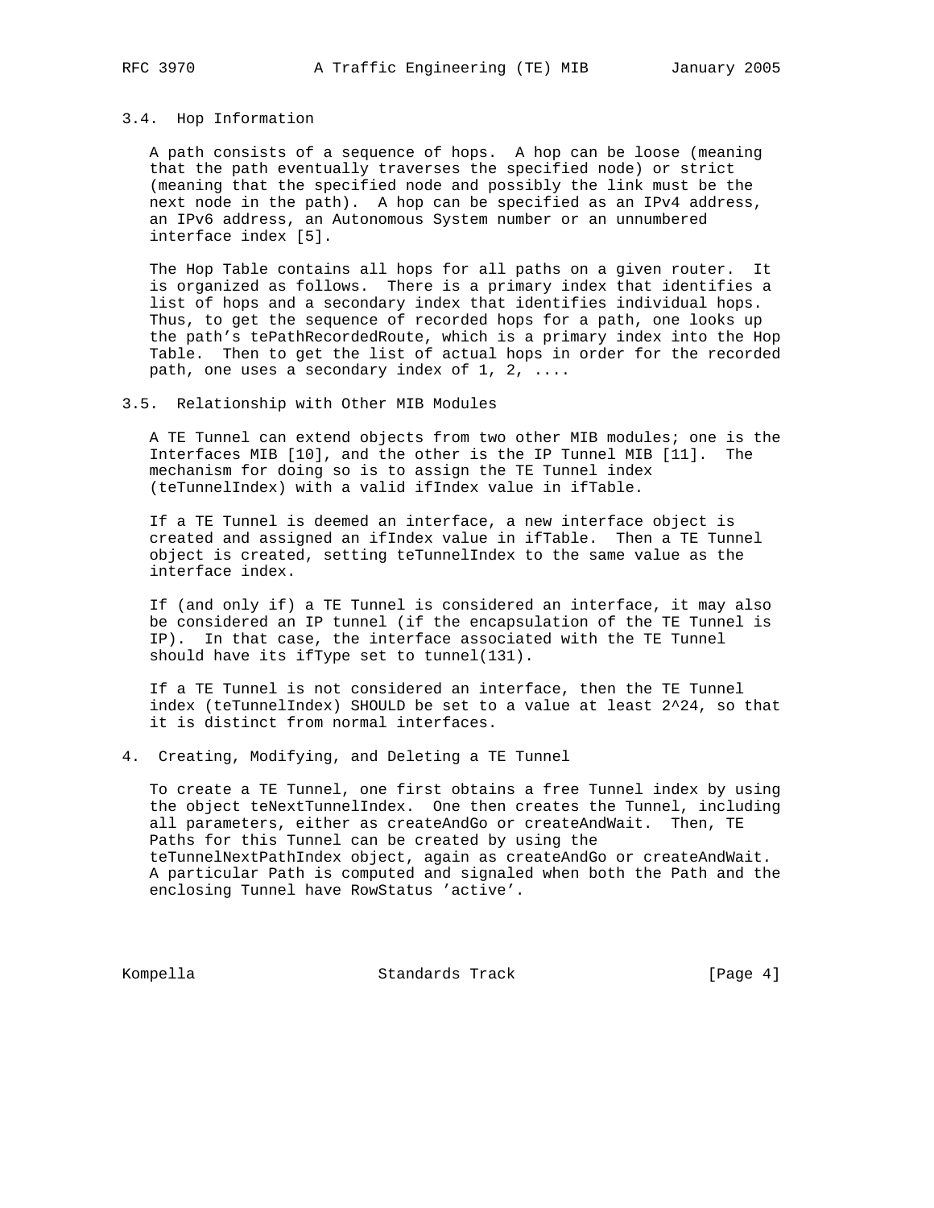### 3.4. Hop Information

A path consists of a sequence of hops. A hop can be loose (meaning that the path eventually traverses the specified node) or strict (meaning that the specified node and possibly the link must be the next node in the path). A hop can be specified as an IPv4 address, an IPv6 address, an Autonomous System number or an unnumbered interface index [5].

The Hop Table contains all hops for all paths on a given router. It is organized as follows. There is a primary index that identifies a list of hops and a secondary index that identifies individual hops. Thus, to get the sequence of recorded hops for a path, one looks up the path's tePathRecordedRoute, which is a primary index into the Hop Table. Then to get the list of actual hops in order for the recorded path, one uses a secondary index of 1, 2, ....

### 3.5. Relationship with Other MIB Modules

A TE Tunnel can extend objects from two other MIB modules; one is the Interfaces MIB [10], and the other is the IP Tunnel MIB [11]. The mechanism for doing so is to assign the TE Tunnel index (teTunnelIndex) with a valid ifIndex value in ifTable.

If a TE Tunnel is deemed an interface, a new interface object is created and assigned an ifIndex value in ifTable. Then a TE Tunnel object is created, setting teTunnelIndex to the same value as the interface index.

If (and only if) a TE Tunnel is considered an interface, it may also be considered an IP tunnel (if the encapsulation of the TE Tunnel is IP). In that case, the interface associated with the TE Tunnel should have its ifType set to tunnel(131).

If a TE Tunnel is not considered an interface, then the TE Tunnel index (teTunnelIndex) SHOULD be set to a value at least $2^{24}$, so that it is distinct from normal interfaces.

## 4. Creating, Modifying, and Deleting a TE Tunnel

To create a TE Tunnel, one first obtains a free Tunnel index by using the object teNextTunnelIndex. One then creates the Tunnel, including all parameters, either as createAndGo or createAndWait. Then, TE Paths for this Tunnel can be created by using the teTunnelNextPathIndex object, again as createAndGo or createAndWait. A particular Path is computed and signaled when both the Path and the enclosing Tunnel have RowStatus 'active'.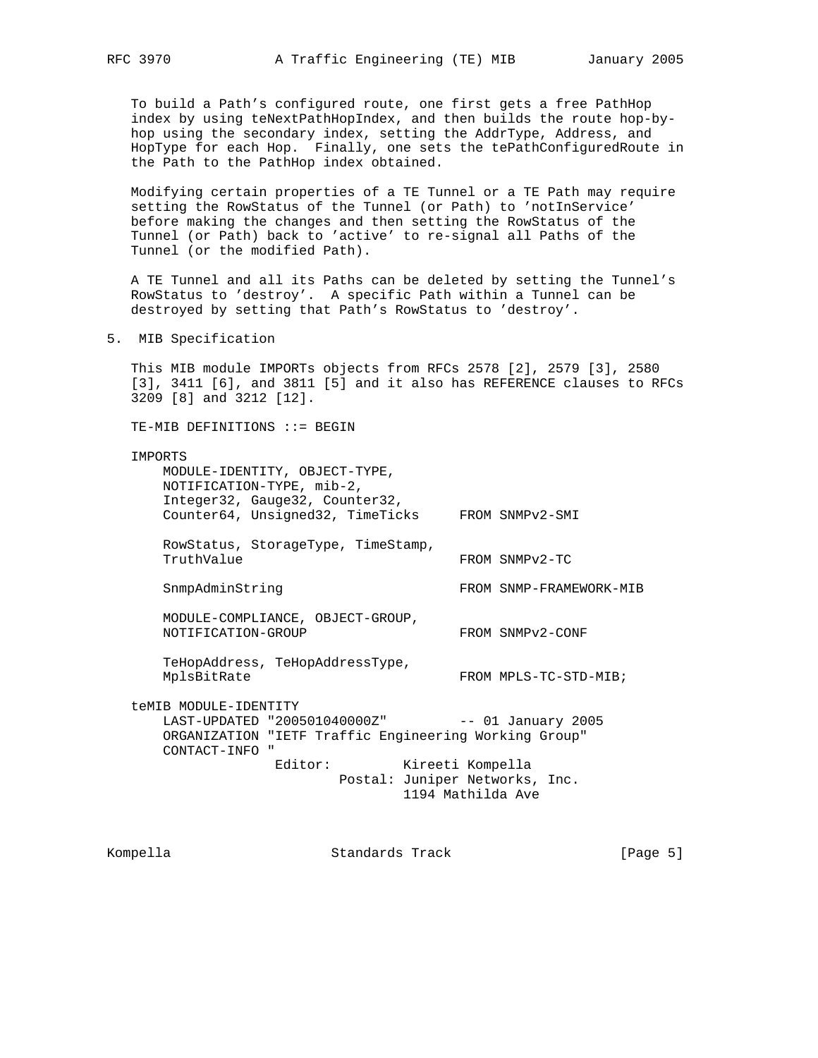To build a Path's configured route, one first gets a free PathHop index by using teNextPathHopIndex, and then builds the route hop-by-hop using the secondary index, setting the AddrType, Address, and HopType for each Hop. Finally, one sets the tePathConfiguredRoute in the Path to the PathHop index obtained.

Modifying certain properties of a TE Tunnel or a TE Path may require setting the RowStatus of the Tunnel (or Path) to 'notInService' before making the changes and then setting the RowStatus of the Tunnel (or Path) back to 'active' to re-signal all Paths of the Tunnel (or the modified Path).

A TE Tunnel and all its Paths can be deleted by setting the Tunnel's RowStatus to 'destroy'. A specific Path within a Tunnel can be destroyed by setting that Path's RowStatus to 'destroy'.

## 5. MIB Specification

This MIB module IMPORTs objects from RFCs 2578 [2], 2579 [3], 2580 [3], 3411 [6], and 3811 [5] and it also has REFERENCE clauses to RFCs 3209 [8] and 3212 [12].

```
TE-MIB DEFINITIONS ::= BEGIN

IMPORTS
    MODULE-IDENTITY, OBJECT-TYPE,
    NOTIFICATION-TYPE, mib-2,
    Integer32, Gauge32, Counter32,
    Counter64, Unsigned32, TimeTicks     FROM SNMPv2-SMI

    RowStatus, StorageType, TimeStamp,
    TruthValue                           FROM SNMPv2-TC

    SnmpAdminString                      FROM SNMP-FRAMEWORK-MIB

    MODULE-COMPLIANCE, OBJECT-GROUP,
    NOTIFICATION-GROUP                   FROM SNMPv2-CONF

    TeHopAddress, TeHopAddressType,
    MplsBitRate                          FROM MPLS-TC-STD-MIB;

teMIB MODULE-IDENTITY
    LAST-UPDATED "200501040000Z"         -- 01 January 2005
    ORGANIZATION "IETF Traffic Engineering Working Group"
    CONTACT-INFO "
                 Editor:         Kireeti Kompella
                         Postal: Juniper Networks, Inc.
                                 1194 Mathilda Ave
```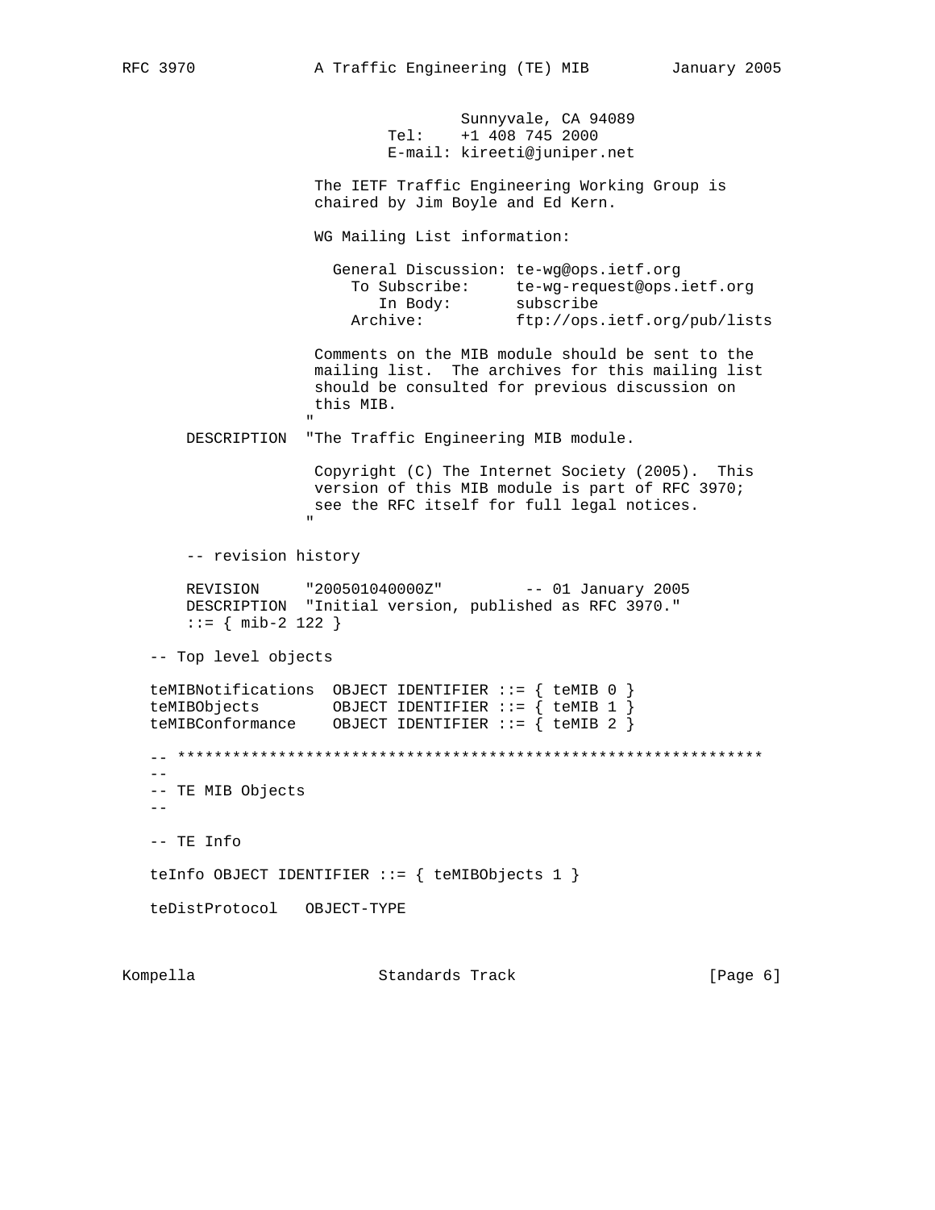```
                                 Sunnyvale, CA 94089
                          Tel:    +1 408 745 2000
                          E-mail: kireeti@juniper.net

                    The IETF Traffic Engineering Working Group is
                    chaired by Jim Boyle and Ed Kern.

                    WG Mailing List information:

                      General Discussion: te-wg@ops.ietf.org
                        To Subscribe:     te-wg-request@ops.ietf.org
                           In Body:       subscribe
                        Archive:          ftp://ops.ietf.org/pub/lists

                    Comments on the MIB module should be sent to the
                    mailing list.  The archives for this mailing list
                    should be consulted for previous discussion on
                    this MIB.
                   "
      DESCRIPTION  "The Traffic Engineering MIB module.

                    Copyright (C) The Internet Society (2005).  This
                    version of this MIB module is part of RFC 3970;
                    see the RFC itself for full legal notices.
                   "

      -- revision history

      REVISION     "200501040000Z"         -- 01 January 2005
      DESCRIPTION  "Initial version, published as RFC 3970."
      ::= { mib-2 122 }

   -- Top level objects

   teMIBNotifications  OBJECT IDENTIFIER ::= { teMIB 0 }
   teMIBObjects        OBJECT IDENTIFIER ::= { teMIB 1 }
   teMIBConformance    OBJECT IDENTIFIER ::= { teMIB 2 }

   -- ****************************************************************
   --
   -- TE MIB Objects
   --

   -- TE Info

   teInfo OBJECT IDENTIFIER ::= { teMIBObjects 1 }

   teDistProtocol   OBJECT-TYPE
```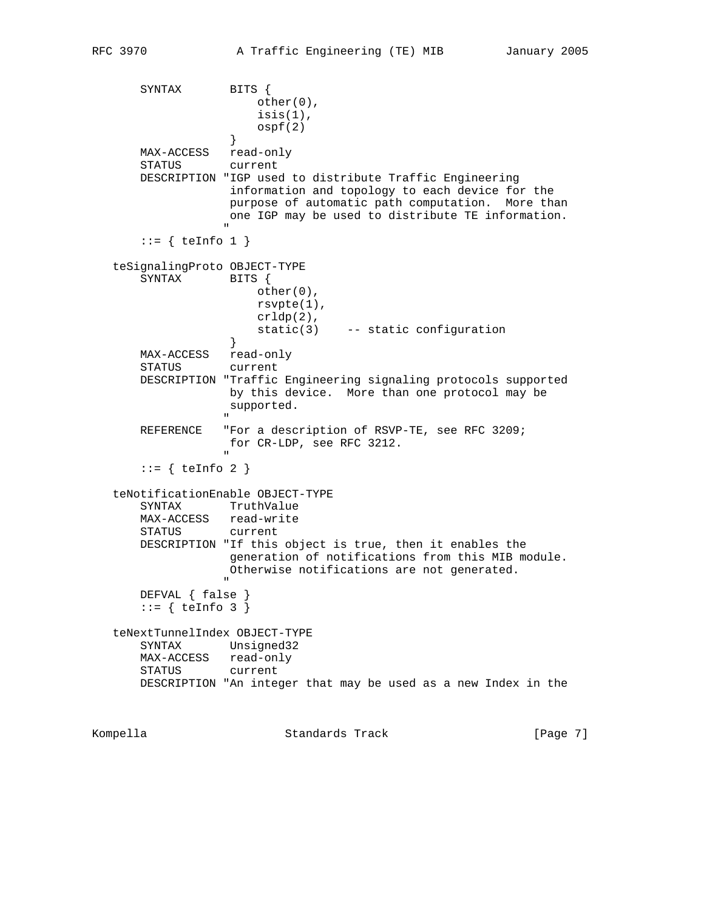```
       SYNTAX        BITS {
                         other(0),
                         isis(1),
                         ospf(2)
                     }
       MAX-ACCESS   read-only
       STATUS       current
       DESCRIPTION "IGP used to distribute Traffic Engineering
                    information and topology to each device for the
                    purpose of automatic path computation.  More than
                    one IGP may be used to distribute TE information.
                   "
       ::= { teInfo 1 }

   teSignalingProto OBJECT-TYPE
       SYNTAX        BITS {
                         other(0),
                         rsvpte(1),
                         crldp(2),
                         static(3)    -- static configuration
                     }
       MAX-ACCESS   read-only
       STATUS       current
       DESCRIPTION "Traffic Engineering signaling protocols supported
                    by this device.  More than one protocol may be
                    supported.
                   "
       REFERENCE   "For a description of RSVP-TE, see RFC 3209;
                    for CR-LDP, see RFC 3212.
                   "
       ::= { teInfo 2 }

   teNotificationEnable OBJECT-TYPE
       SYNTAX        TruthValue
       MAX-ACCESS   read-write
       STATUS       current
       DESCRIPTION "If this object is true, then it enables the
                    generation of notifications from this MIB module.
                    Otherwise notifications are not generated.
                   "
       DEFVAL { false }
       ::= { teInfo 3 }

   teNextTunnelIndex OBJECT-TYPE
       SYNTAX        Unsigned32
       MAX-ACCESS   read-only
       STATUS       current
       DESCRIPTION "An integer that may be used as a new Index in the
```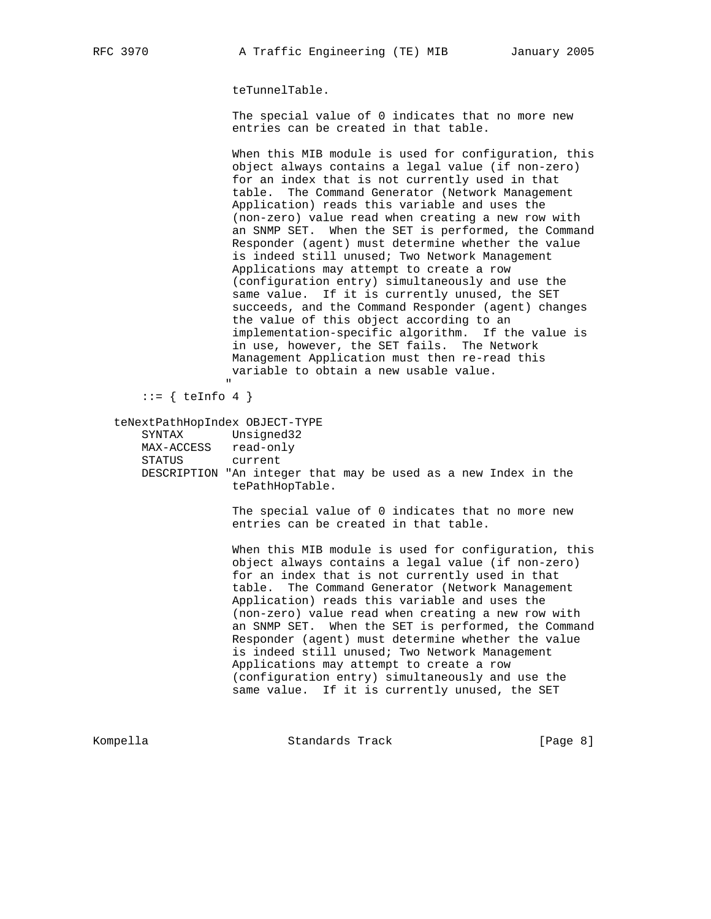```
                 teTunnelTable.

                 The special value of 0 indicates that no more new
                 entries can be created in that table.

                 When this MIB module is used for configuration, this
                 object always contains a legal value (if non-zero)
                 for an index that is not currently used in that
                 table.  The Command Generator (Network Management
                 Application) reads this variable and uses the
                 (non-zero) value read when creating a new row with
                 an SNMP SET.  When the SET is performed, the Command
                 Responder (agent) must determine whether the value
                 is indeed still unused; Two Network Management
                 Applications may attempt to create a row
                 (configuration entry) simultaneously and use the
                 same value.  If it is currently unused, the SET
                 succeeds, and the Command Responder (agent) changes
                 the value of this object according to an
                 implementation-specific algorithm.  If the value is
                 in use, however, the SET fails.  The Network
                 Management Application must then re-read this
                 variable to obtain a new usable value.
                "
    ::= { teInfo 4 }

teNextPathHopIndex OBJECT-TYPE
    SYNTAX       Unsigned32
    MAX-ACCESS   read-only
    STATUS       current
    DESCRIPTION "An integer that may be used as a new Index in the
                 tePathHopTable.

                 The special value of 0 indicates that no more new
                 entries can be created in that table.

                 When this MIB module is used for configuration, this
                 object always contains a legal value (if non-zero)
                 for an index that is not currently used in that
                 table.  The Command Generator (Network Management
                 Application) reads this variable and uses the
                 (non-zero) value read when creating a new row with
                 an SNMP SET.  When the SET is performed, the Command
                 Responder (agent) must determine whether the value
                 is indeed still unused; Two Network Management
                 Applications may attempt to create a row
                 (configuration entry) simultaneously and use the
                 same value.  If it is currently unused, the SET
```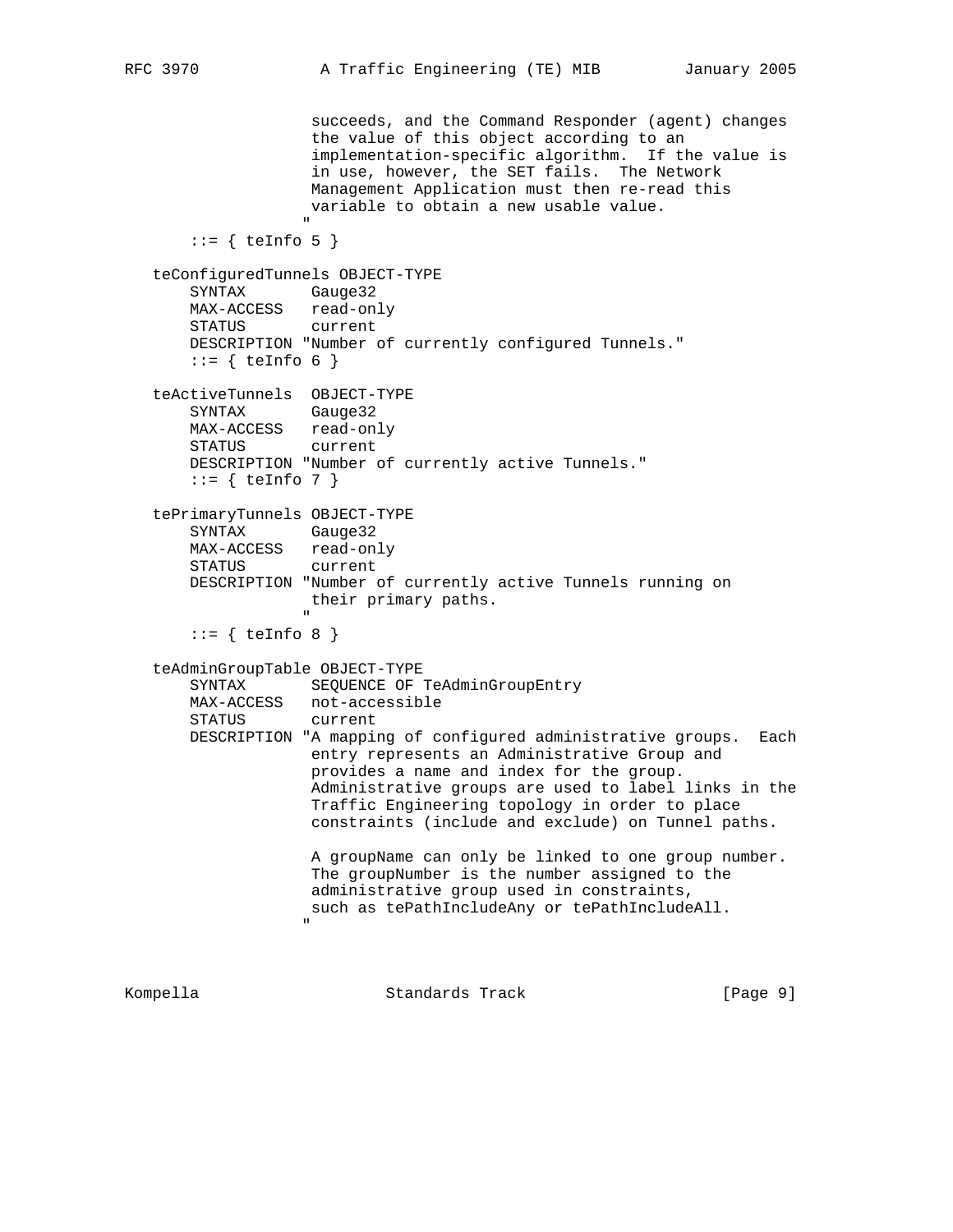```
                   succeeds, and the Command Responder (agent) changes
                   the value of this object according to an
                   implementation-specific algorithm.  If the value is
                   in use, however, the SET fails.  The Network
                   Management Application must then re-read this
                   variable to obtain a new usable value.
                  "
       ::= { teInfo 5 }

   teConfiguredTunnels OBJECT-TYPE
       SYNTAX       Gauge32
       MAX-ACCESS   read-only
       STATUS       current
       DESCRIPTION "Number of currently configured Tunnels."
       ::= { teInfo 6 }

   teActiveTunnels  OBJECT-TYPE
       SYNTAX       Gauge32
       MAX-ACCESS   read-only
       STATUS       current
       DESCRIPTION "Number of currently active Tunnels."
       ::= { teInfo 7 }

   tePrimaryTunnels OBJECT-TYPE
       SYNTAX       Gauge32
       MAX-ACCESS   read-only
       STATUS       current
       DESCRIPTION "Number of currently active Tunnels running on
                   their primary paths.
                  "
       ::= { teInfo 8 }

   teAdminGroupTable OBJECT-TYPE
       SYNTAX       SEQUENCE OF TeAdminGroupEntry
       MAX-ACCESS   not-accessible
       STATUS       current
       DESCRIPTION "A mapping of configured administrative groups.  Each
                   entry represents an Administrative Group and
                   provides a name and index for the group.
                   Administrative groups are used to label links in the
                   Traffic Engineering topology in order to place
                   constraints (include and exclude) on Tunnel paths.

                   A groupName can only be linked to one group number.
                   The groupNumber is the number assigned to the
                   administrative group used in constraints,
                   such as tePathIncludeAny or tePathIncludeAll.
                  "
```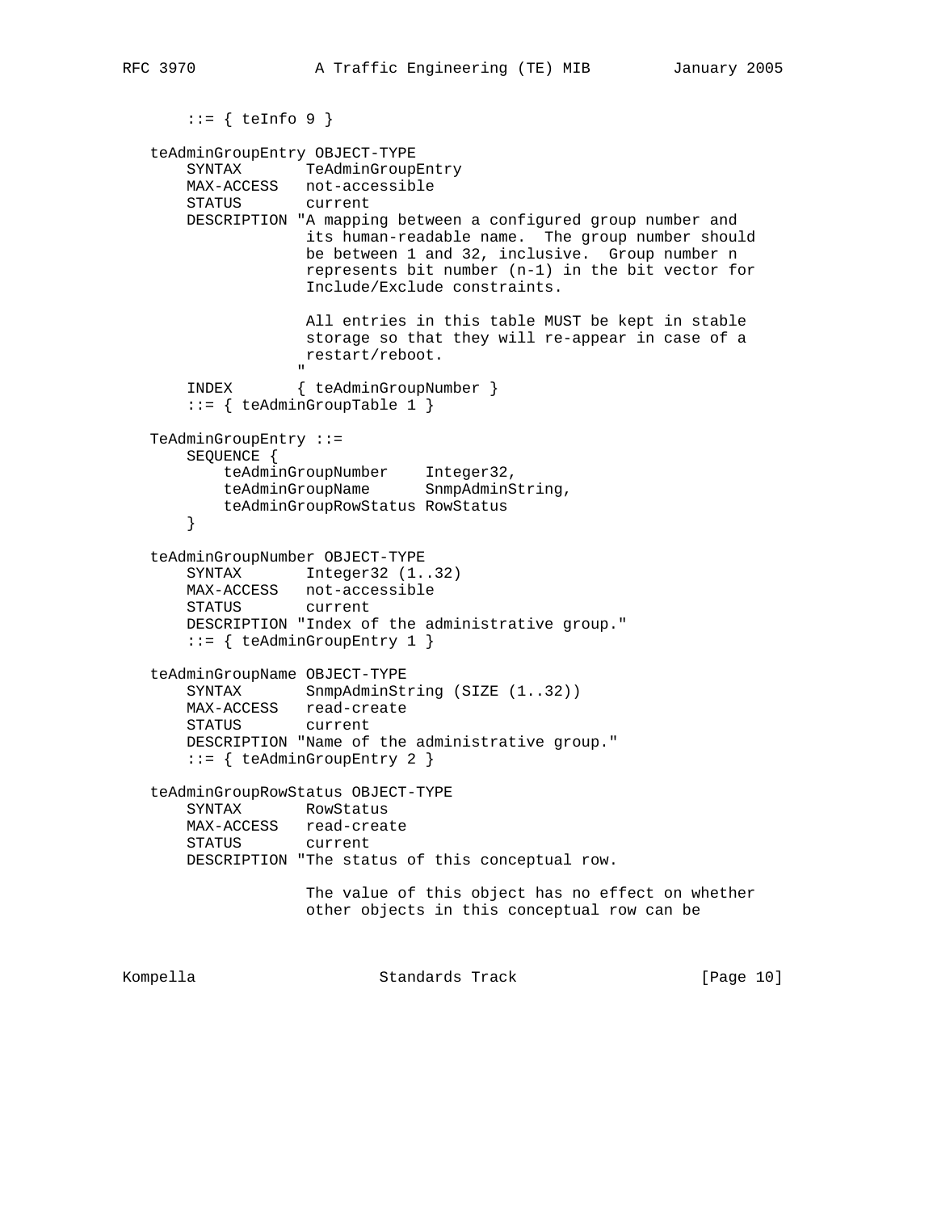```
       ::= { teInfo 9 }

   teAdminGroupEntry OBJECT-TYPE
       SYNTAX       TeAdminGroupEntry
       MAX-ACCESS   not-accessible
       STATUS       current
       DESCRIPTION "A mapping between a configured group number and
                    its human-readable name.  The group number should
                    be between 1 and 32, inclusive.  Group number n
                    represents bit number (n-1) in the bit vector for
                    Include/Exclude constraints.

                    All entries in this table MUST be kept in stable
                    storage so that they will re-appear in case of a
                    restart/reboot.
                   "
       INDEX       { teAdminGroupNumber }
       ::= { teAdminGroupTable 1 }

   TeAdminGroupEntry ::=
       SEQUENCE {
           teAdminGroupNumber    Integer32,
           teAdminGroupName      SnmpAdminString,
           teAdminGroupRowStatus RowStatus
       }

   teAdminGroupNumber OBJECT-TYPE
       SYNTAX       Integer32 (1..32)
       MAX-ACCESS   not-accessible
       STATUS       current
       DESCRIPTION "Index of the administrative group."
       ::= { teAdminGroupEntry 1 }

   teAdminGroupName OBJECT-TYPE
       SYNTAX       SnmpAdminString (SIZE (1..32))
       MAX-ACCESS   read-create
       STATUS       current
       DESCRIPTION "Name of the administrative group."
       ::= { teAdminGroupEntry 2 }

   teAdminGroupRowStatus OBJECT-TYPE
       SYNTAX       RowStatus
       MAX-ACCESS   read-create
       STATUS       current
       DESCRIPTION "The status of this conceptual row.

                    The value of this object has no effect on whether
                    other objects in this conceptual row can be
```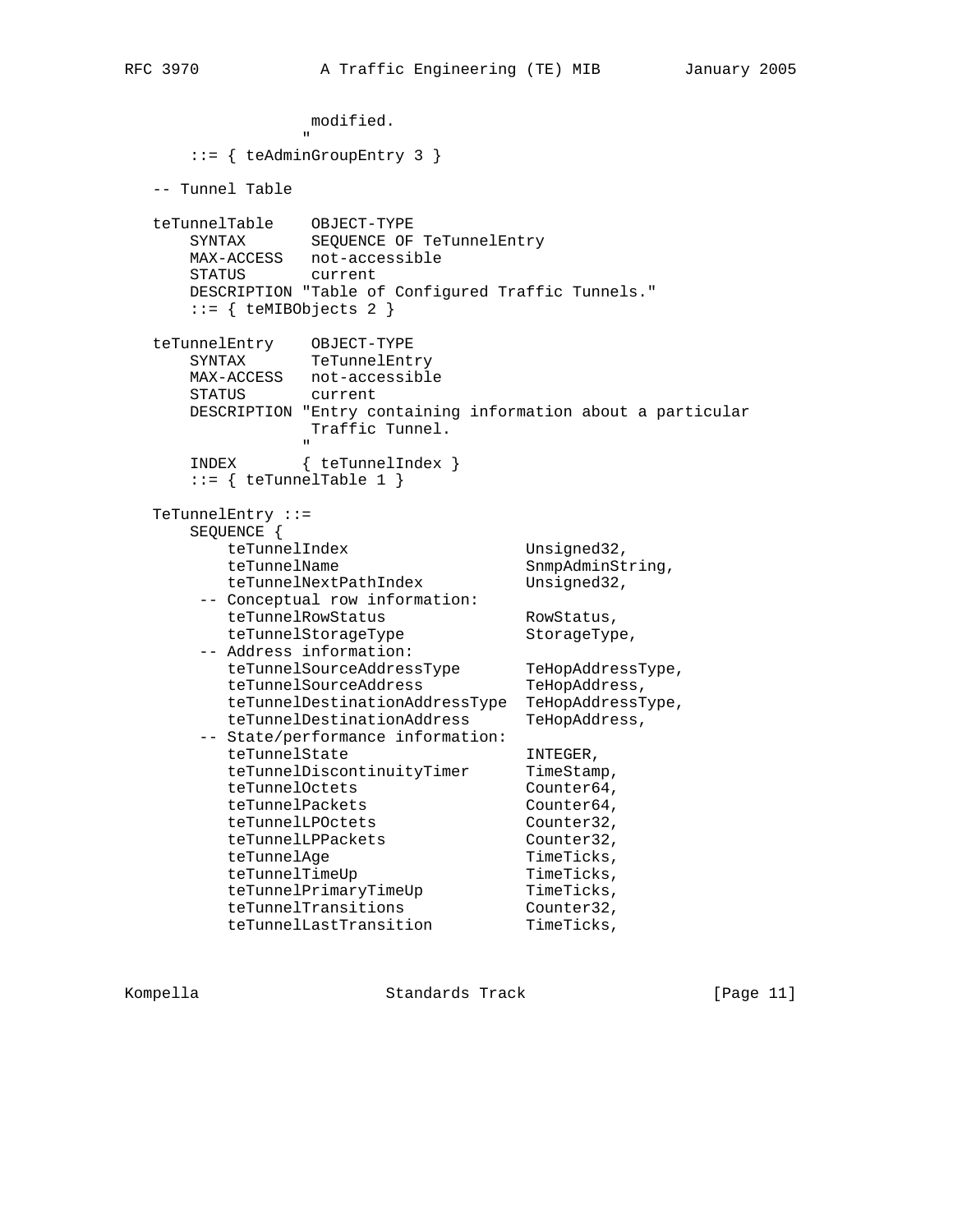```
                  modified.
                 "
       ::= { teAdminGroupEntry 3 }

   -- Tunnel Table

   teTunnelTable    OBJECT-TYPE
       SYNTAX       SEQUENCE OF TeTunnelEntry
       MAX-ACCESS   not-accessible
       STATUS       current
       DESCRIPTION "Table of Configured Traffic Tunnels."
       ::= { teMIBObjects 2 }

   teTunnelEntry    OBJECT-TYPE
       SYNTAX       TeTunnelEntry
       MAX-ACCESS   not-accessible
       STATUS       current
       DESCRIPTION "Entry containing information about a particular
                  Traffic Tunnel.
                 "
       INDEX       { teTunnelIndex }
       ::= { teTunnelTable 1 }

   TeTunnelEntry ::=
       SEQUENCE {
           teTunnelIndex                  Unsigned32,
           teTunnelName                   SnmpAdminString,
           teTunnelNextPathIndex          Unsigned32,
        -- Conceptual row information:
           teTunnelRowStatus              RowStatus,
           teTunnelStorageType            StorageType,
        -- Address information:
           teTunnelSourceAddressType      TeHopAddressType,
           teTunnelSourceAddress          TeHopAddress,
           teTunnelDestinationAddressType TeHopAddressType,
           teTunnelDestinationAddress     TeHopAddress,
        -- State/performance information:
           teTunnelState                  INTEGER,
           teTunnelDiscontinuityTimer     TimeStamp,
           teTunnelOctets                 Counter64,
           teTunnelPackets                Counter64,
           teTunnelLPOctets               Counter32,
           teTunnelLPPackets              Counter32,
           teTunnelAge                    TimeTicks,
           teTunnelTimeUp                 TimeTicks,
           teTunnelPrimaryTimeUp          TimeTicks,
           teTunnelTransitions            Counter32,
           teTunnelLastTransition         TimeTicks,
```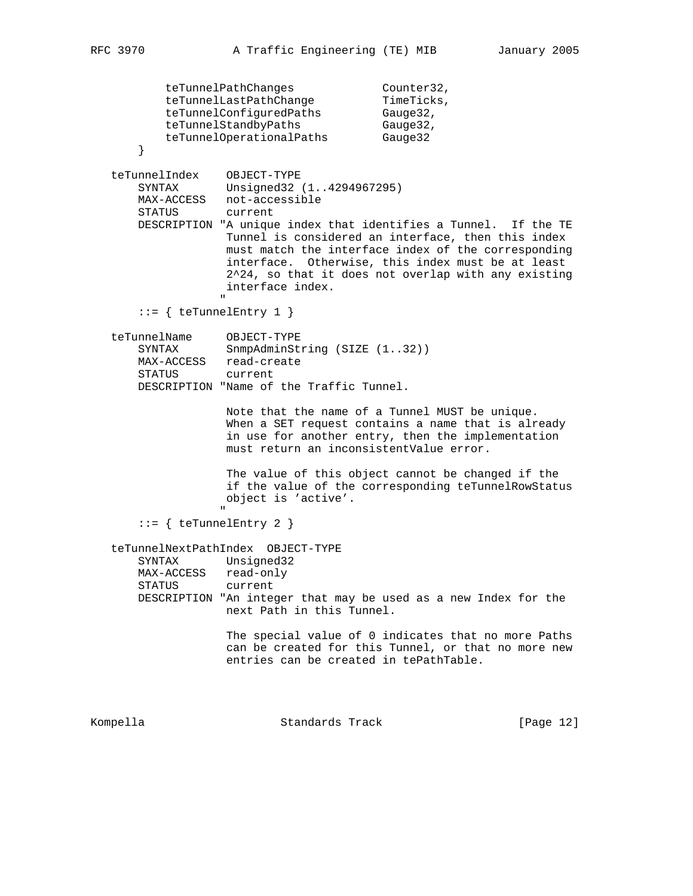```
          teTunnelPathChanges             Counter32,
          teTunnelLastPathChange          TimeTicks,
          teTunnelConfiguredPaths         Gauge32,
          teTunnelStandbyPaths            Gauge32,
          teTunnelOperationalPaths        Gauge32
      }

   teTunnelIndex    OBJECT-TYPE
       SYNTAX       Unsigned32 (1..4294967295)
       MAX-ACCESS   not-accessible
       STATUS       current
       DESCRIPTION "A unique index that identifies a Tunnel.  If the TE
                    Tunnel is considered an interface, then this index
                    must match the interface index of the corresponding
                    interface.  Otherwise, this index must be at least
                    2^24, so that it does not overlap with any existing
                    interface index.
                   "
       ::= { teTunnelEntry 1 }

   teTunnelName     OBJECT-TYPE
       SYNTAX       SnmpAdminString (SIZE (1..32))
       MAX-ACCESS   read-create
       STATUS       current
       DESCRIPTION "Name of the Traffic Tunnel.

                    Note that the name of a Tunnel MUST be unique.
                    When a SET request contains a name that is already
                    in use for another entry, then the implementation
                    must return an inconsistentValue error.

                    The value of this object cannot be changed if the
                    if the value of the corresponding teTunnelRowStatus
                    object is 'active'.
                   "
       ::= { teTunnelEntry 2 }

   teTunnelNextPathIndex  OBJECT-TYPE
       SYNTAX       Unsigned32
       MAX-ACCESS   read-only
       STATUS       current
       DESCRIPTION "An integer that may be used as a new Index for the
                    next Path in this Tunnel.

                    The special value of 0 indicates that no more Paths
                    can be created for this Tunnel, or that no more new
                    entries can be created in tePathTable.
```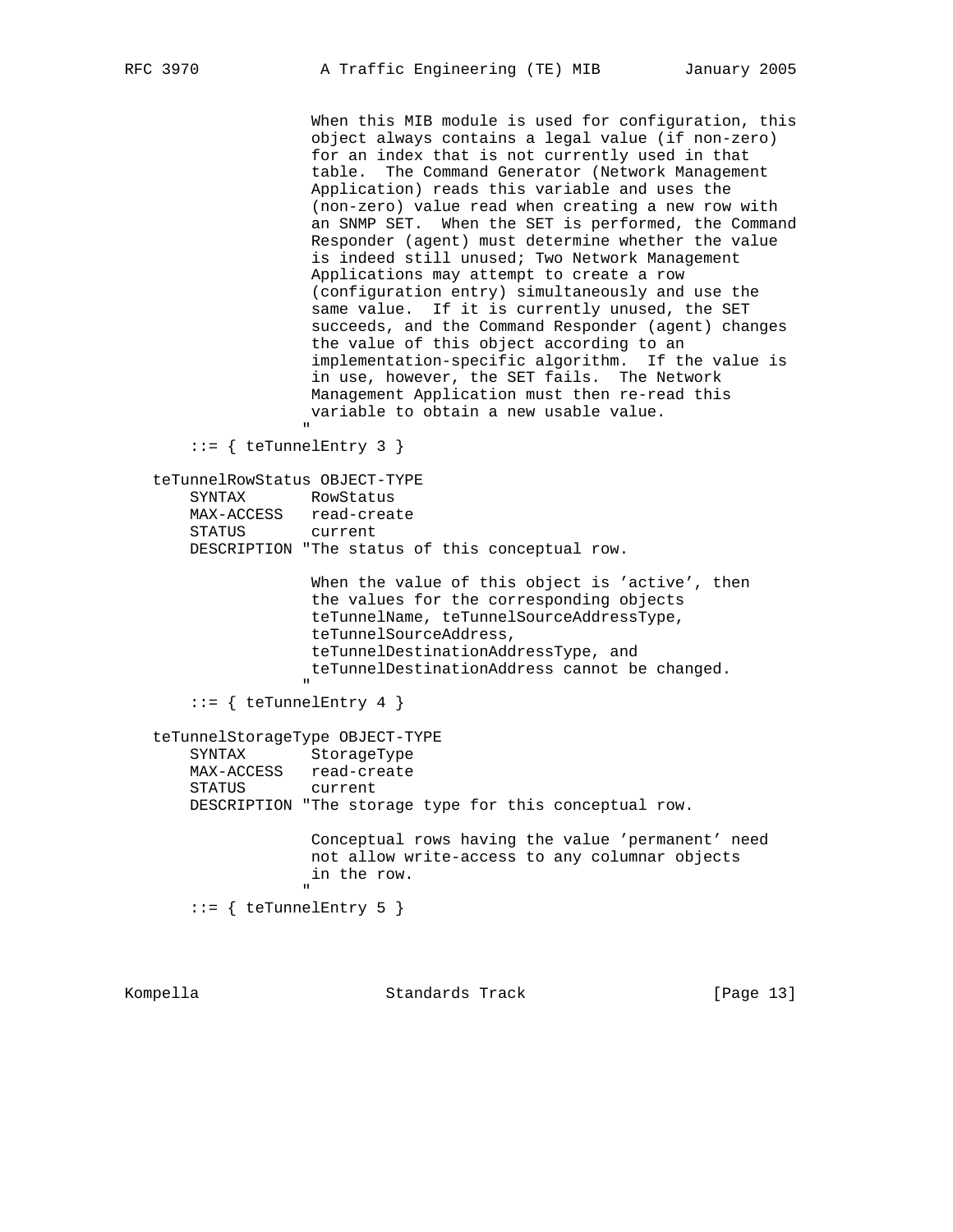```
                 When this MIB module is used for configuration, this
                 object always contains a legal value (if non-zero)
                 for an index that is not currently used in that
                 table.  The Command Generator (Network Management
                 Application) reads this variable and uses the
                 (non-zero) value read when creating a new row with
                 an SNMP SET.  When the SET is performed, the Command
                 Responder (agent) must determine whether the value
                 is indeed still unused; Two Network Management
                 Applications may attempt to create a row
                 (configuration entry) simultaneously and use the
                 same value.  If it is currently unused, the SET
                 succeeds, and the Command Responder (agent) changes
                 the value of this object according to an
                 implementation-specific algorithm.  If the value is
                 in use, however, the SET fails.  The Network
                 Management Application must then re-read this
                 variable to obtain a new usable value.
                "
    ::= { teTunnelEntry 3 }

teTunnelRowStatus OBJECT-TYPE
    SYNTAX       RowStatus
    MAX-ACCESS   read-create
    STATUS       current
    DESCRIPTION "The status of this conceptual row.

                 When the value of this object is 'active', then
                 the values for the corresponding objects
                 teTunnelName, teTunnelSourceAddressType,
                 teTunnelSourceAddress,
                 teTunnelDestinationAddressType, and
                 teTunnelDestinationAddress cannot be changed.
                "
    ::= { teTunnelEntry 4 }

teTunnelStorageType OBJECT-TYPE
    SYNTAX       StorageType
    MAX-ACCESS   read-create
    STATUS       current
    DESCRIPTION "The storage type for this conceptual row.

                 Conceptual rows having the value 'permanent' need
                 not allow write-access to any columnar objects
                 in the row.
                "
    ::= { teTunnelEntry 5 }
```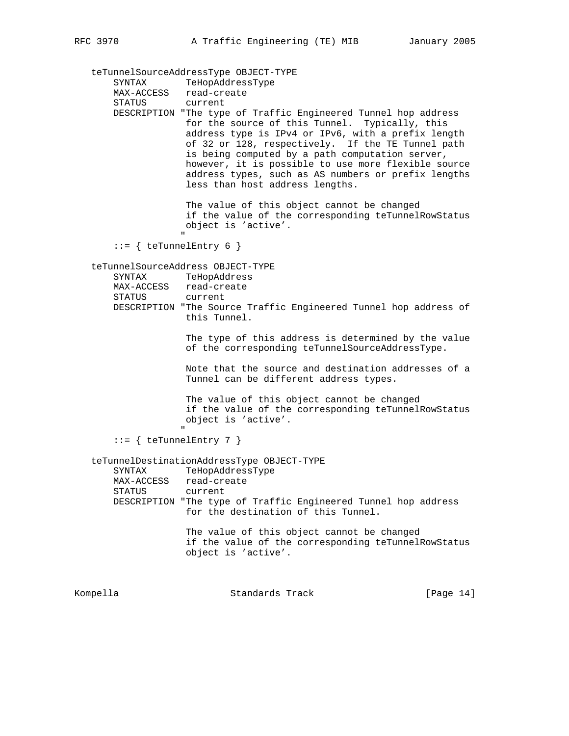```
   teTunnelSourceAddressType OBJECT-TYPE
       SYNTAX       TeHopAddressType
       MAX-ACCESS   read-create
       STATUS       current
       DESCRIPTION "The type of Traffic Engineered Tunnel hop address
                    for the source of this Tunnel.  Typically, this
                    address type is IPv4 or IPv6, with a prefix length
                    of 32 or 128, respectively.  If the TE Tunnel path
                    is being computed by a path computation server,
                    however, it is possible to use more flexible source
                    address types, such as AS numbers or prefix lengths
                    less than host address lengths.

                    The value of this object cannot be changed
                    if the value of the corresponding teTunnelRowStatus
                    object is 'active'.
                   "
       ::= { teTunnelEntry 6 }

   teTunnelSourceAddress OBJECT-TYPE
       SYNTAX       TeHopAddress
       MAX-ACCESS   read-create
       STATUS       current
       DESCRIPTION "The Source Traffic Engineered Tunnel hop address of
                    this Tunnel.

                    The type of this address is determined by the value
                    of the corresponding teTunnelSourceAddressType.

                    Note that the source and destination addresses of a
                    Tunnel can be different address types.

                    The value of this object cannot be changed
                    if the value of the corresponding teTunnelRowStatus
                    object is 'active'.
                   "
       ::= { teTunnelEntry 7 }

   teTunnelDestinationAddressType OBJECT-TYPE
       SYNTAX       TeHopAddressType
       MAX-ACCESS   read-create
       STATUS       current
       DESCRIPTION "The type of Traffic Engineered Tunnel hop address
                    for the destination of this Tunnel.

                    The value of this object cannot be changed
                    if the value of the corresponding teTunnelRowStatus
                    object is 'active'.
```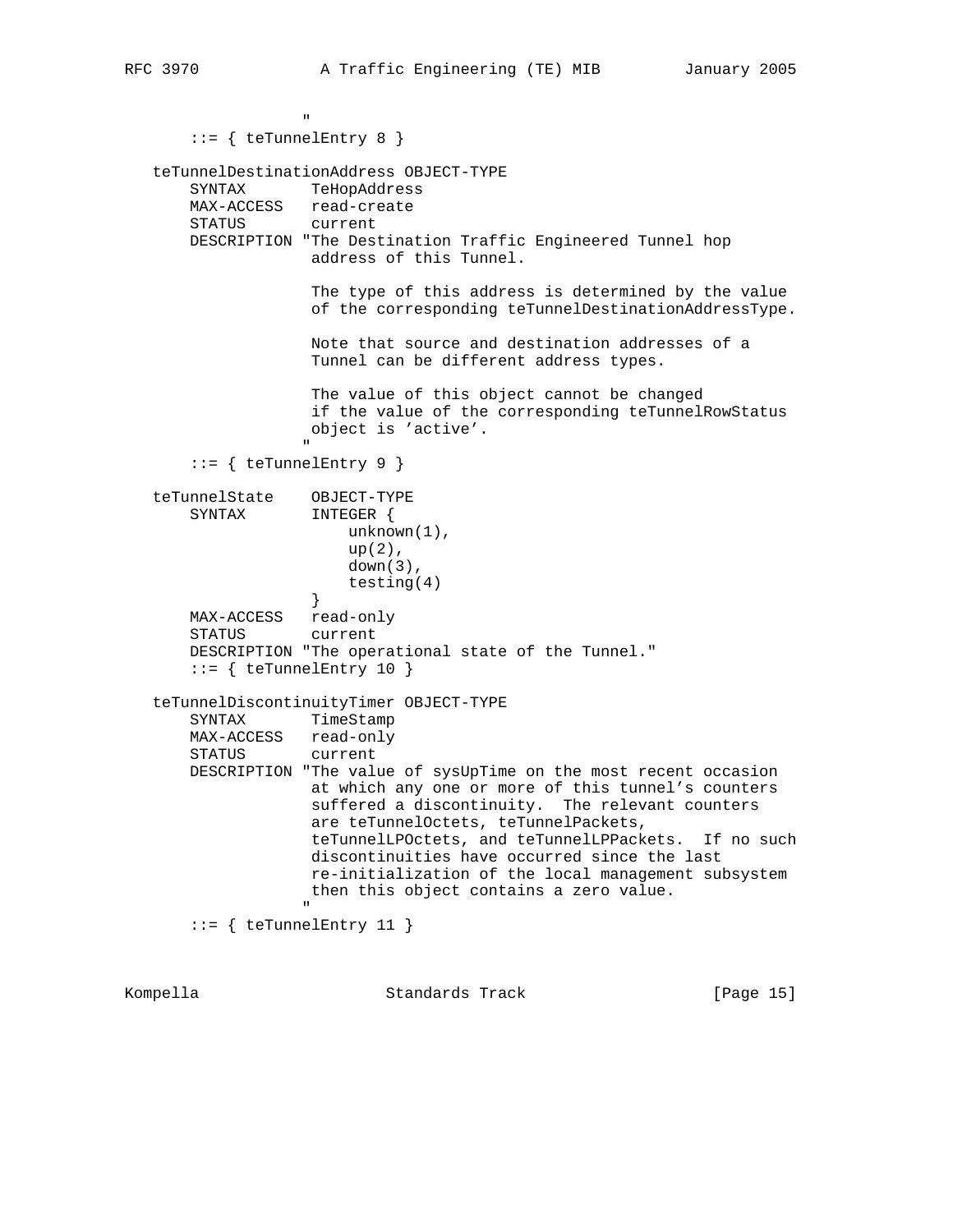```
                 "
       ::= { teTunnelEntry 8 }

   teTunnelDestinationAddress OBJECT-TYPE
       SYNTAX       TeHopAddress
       MAX-ACCESS   read-create
       STATUS       current
       DESCRIPTION "The Destination Traffic Engineered Tunnel hop
                    address of this Tunnel.

                    The type of this address is determined by the value
                    of the corresponding teTunnelDestinationAddressType.

                    Note that source and destination addresses of a
                    Tunnel can be different address types.

                    The value of this object cannot be changed
                    if the value of the corresponding teTunnelRowStatus
                    object is 'active'.
                   "
       ::= { teTunnelEntry 9 }

   teTunnelState    OBJECT-TYPE
       SYNTAX       INTEGER {
                        unknown(1),
                        up(2),
                        down(3),
                        testing(4)
                    }
       MAX-ACCESS   read-only
       STATUS       current
       DESCRIPTION "The operational state of the Tunnel."
       ::= { teTunnelEntry 10 }

   teTunnelDiscontinuityTimer OBJECT-TYPE
       SYNTAX       TimeStamp
       MAX-ACCESS   read-only
       STATUS       current
       DESCRIPTION "The value of sysUpTime on the most recent occasion
                    at which any one or more of this tunnel's counters
                    suffered a discontinuity.  The relevant counters
                    are teTunnelOctets, teTunnelPackets,
                    teTunnelLPOctets, and teTunnelLPPackets.  If no such
                    discontinuities have occurred since the last
                    re-initialization of the local management subsystem
                    then this object contains a zero value.
                   "
       ::= { teTunnelEntry 11 }
```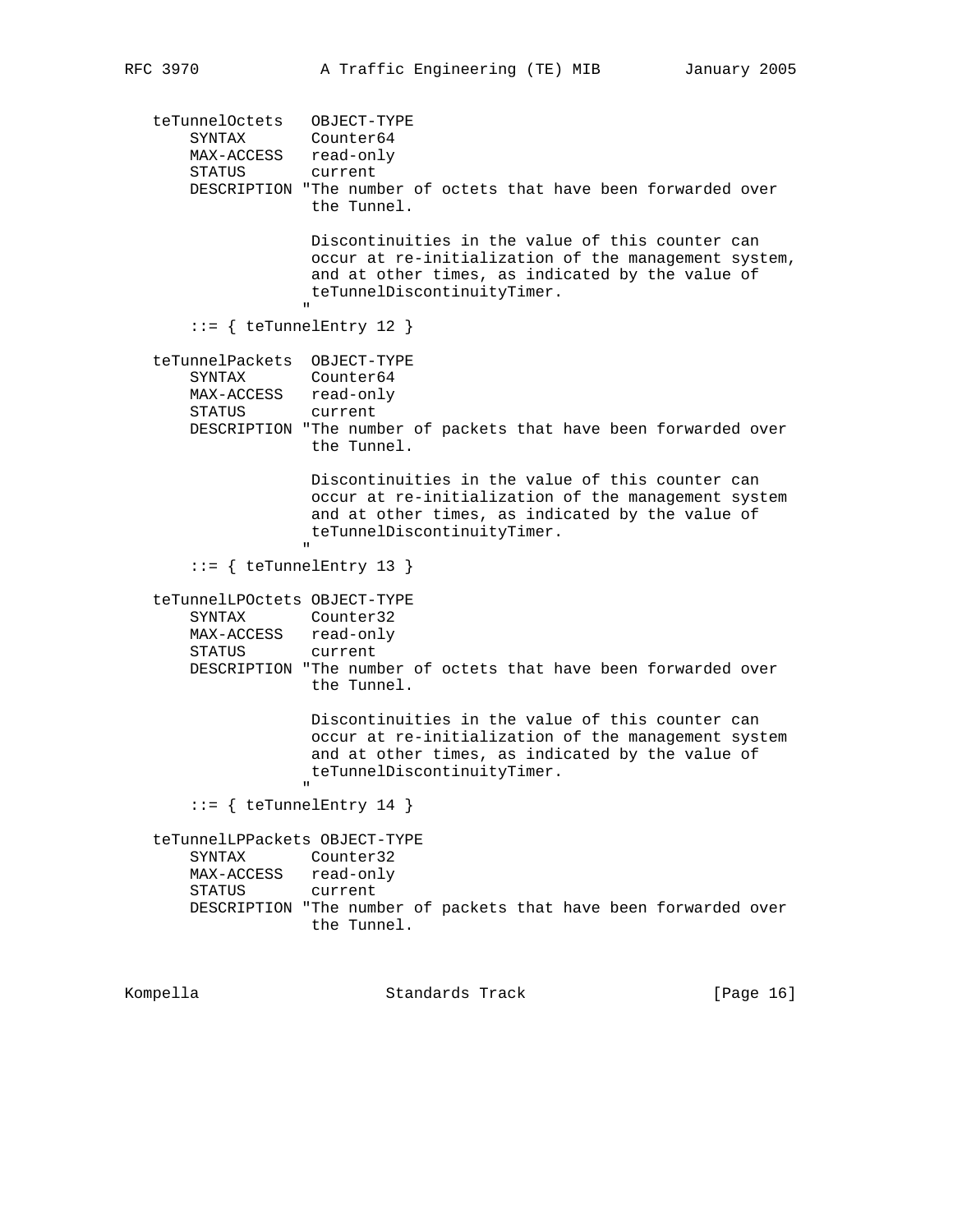```
   teTunnelOctets   OBJECT-TYPE
       SYNTAX       Counter64
       MAX-ACCESS   read-only
       STATUS       current
       DESCRIPTION "The number of octets that have been forwarded over
                    the Tunnel.

                    Discontinuities in the value of this counter can
                    occur at re-initialization of the management system,
                    and at other times, as indicated by the value of
                    teTunnelDiscontinuityTimer.
                   "
       ::= { teTunnelEntry 12 }

   teTunnelPackets  OBJECT-TYPE
       SYNTAX       Counter64
       MAX-ACCESS   read-only
       STATUS       current
       DESCRIPTION "The number of packets that have been forwarded over
                    the Tunnel.

                    Discontinuities in the value of this counter can
                    occur at re-initialization of the management system
                    and at other times, as indicated by the value of
                    teTunnelDiscontinuityTimer.
                   "
       ::= { teTunnelEntry 13 }

   teTunnelLPOctets OBJECT-TYPE
       SYNTAX       Counter32
       MAX-ACCESS   read-only
       STATUS       current
       DESCRIPTION "The number of octets that have been forwarded over
                    the Tunnel.

                    Discontinuities in the value of this counter can
                    occur at re-initialization of the management system
                    and at other times, as indicated by the value of
                    teTunnelDiscontinuityTimer.
                   "
       ::= { teTunnelEntry 14 }

   teTunnelLPPackets OBJECT-TYPE
       SYNTAX       Counter32
       MAX-ACCESS   read-only
       STATUS       current
       DESCRIPTION "The number of packets that have been forwarded over
                    the Tunnel.
```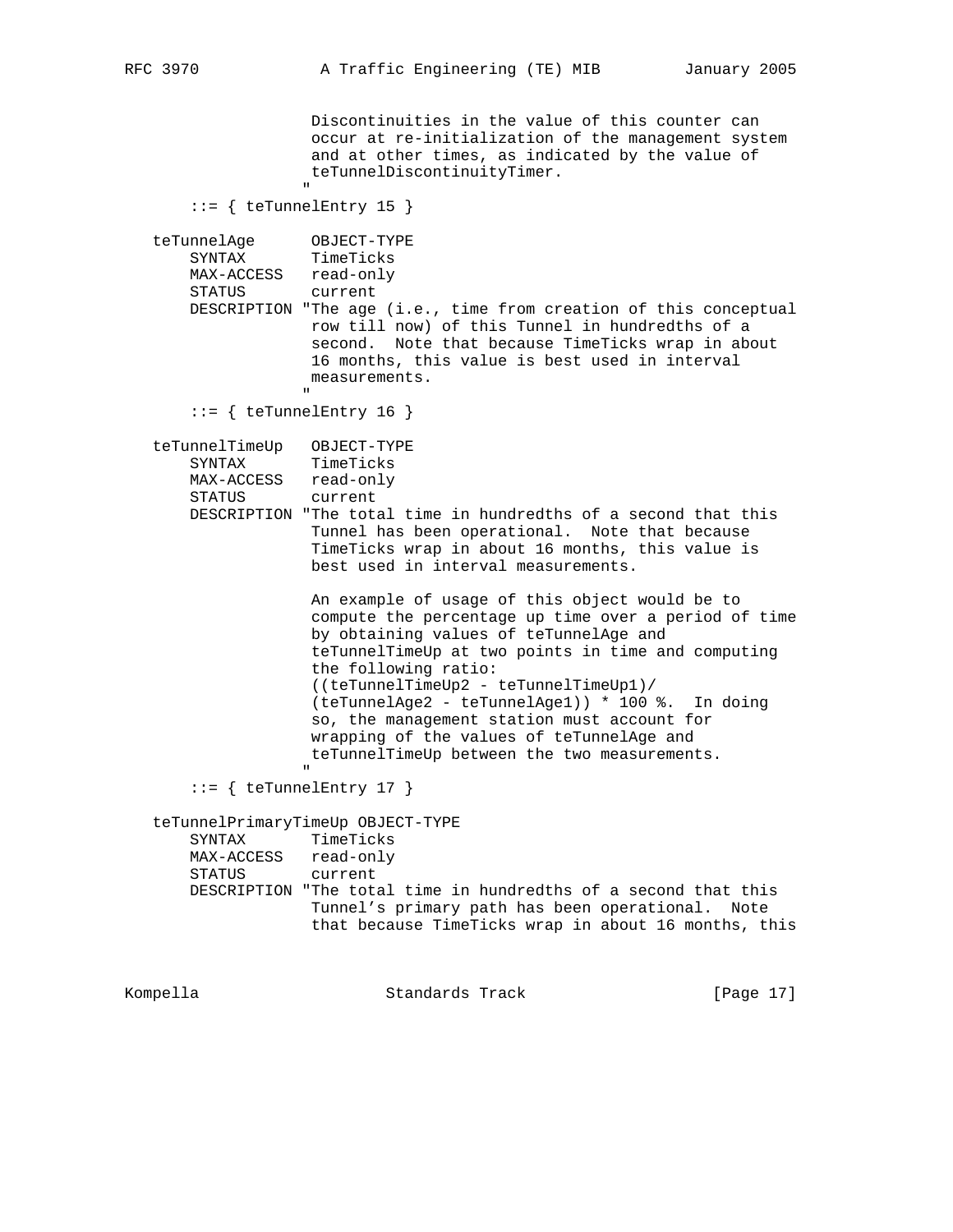```
                   Discontinuities in the value of this counter can
                   occur at re-initialization of the management system
                   and at other times, as indicated by the value of
                   teTunnelDiscontinuityTimer.
                  "
       ::= { teTunnelEntry 15 }

   teTunnelAge      OBJECT-TYPE
       SYNTAX       TimeTicks
       MAX-ACCESS   read-only
       STATUS       current
       DESCRIPTION "The age (i.e., time from creation of this conceptual
                   row till now) of this Tunnel in hundredths of a
                   second.  Note that because TimeTicks wrap in about
                   16 months, this value is best used in interval
                   measurements.
                  "
       ::= { teTunnelEntry 16 }

   teTunnelTimeUp   OBJECT-TYPE
       SYNTAX       TimeTicks
       MAX-ACCESS   read-only
       STATUS       current
       DESCRIPTION "The total time in hundredths of a second that this
                   Tunnel has been operational.  Note that because
                   TimeTicks wrap in about 16 months, this value is
                   best used in interval measurements.

                   An example of usage of this object would be to
                   compute the percentage up time over a period of time
                   by obtaining values of teTunnelAge and
                   teTunnelTimeUp at two points in time and computing
                   the following ratio:
                   ((teTunnelTimeUp2 - teTunnelTimeUp1)/
                   (teTunnelAge2 - teTunnelAge1)) * 100 %.  In doing
                   so, the management station must account for
                   wrapping of the values of teTunnelAge and
                   teTunnelTimeUp between the two measurements.
                  "
       ::= { teTunnelEntry 17 }

   teTunnelPrimaryTimeUp OBJECT-TYPE
       SYNTAX       TimeTicks
       MAX-ACCESS   read-only
       STATUS       current
       DESCRIPTION "The total time in hundredths of a second that this
                   Tunnel's primary path has been operational.  Note
                   that because TimeTicks wrap in about 16 months, this
```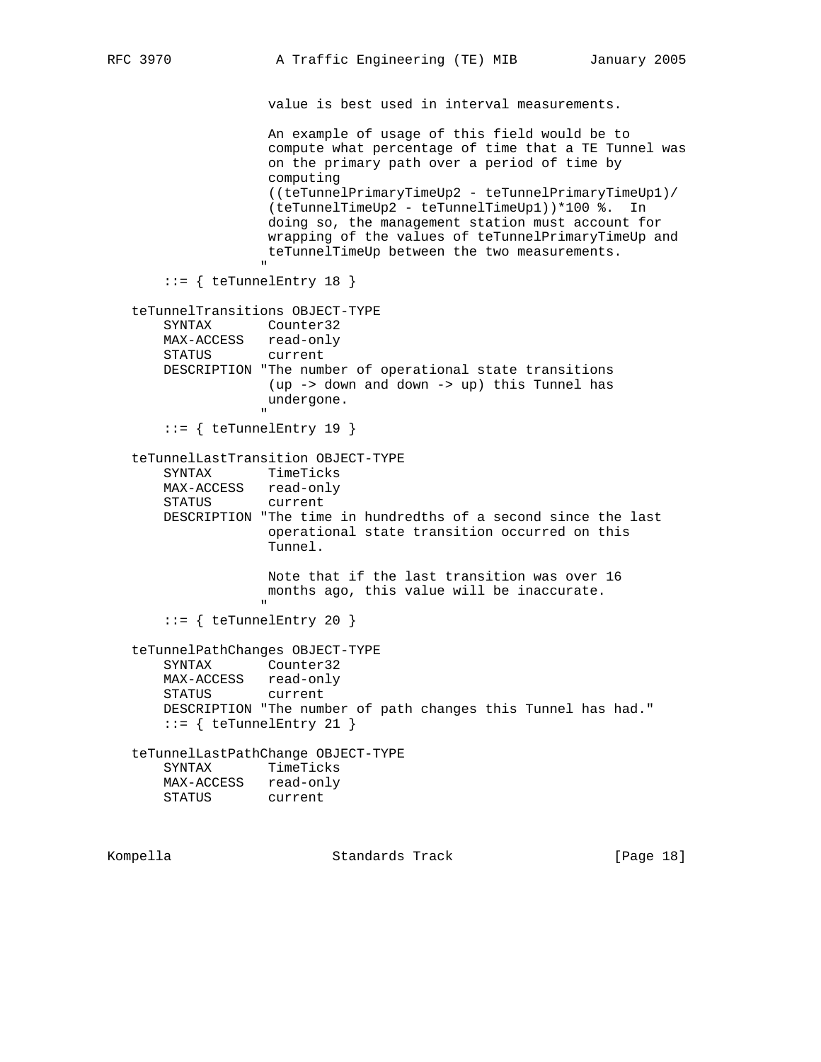```
                  value is best used in interval measurements.

                  An example of usage of this field would be to
                  compute what percentage of time that a TE Tunnel was
                  on the primary path over a period of time by
                  computing
                  ((teTunnelPrimaryTimeUp2 - teTunnelPrimaryTimeUp1)/
                  (teTunnelTimeUp2 - teTunnelTimeUp1))*100 %.  In
                  doing so, the management station must account for
                  wrapping of the values of teTunnelPrimaryTimeUp and
                  teTunnelTimeUp between the two measurements.
                 "
      ::= { teTunnelEntry 18 }

   teTunnelTransitions OBJECT-TYPE
       SYNTAX       Counter32
       MAX-ACCESS   read-only
       STATUS       current
       DESCRIPTION "The number of operational state transitions
                  (up -> down and down -> up) this Tunnel has
                  undergone.
                 "
      ::= { teTunnelEntry 19 }

   teTunnelLastTransition OBJECT-TYPE
       SYNTAX       TimeTicks
       MAX-ACCESS   read-only
       STATUS       current
       DESCRIPTION "The time in hundredths of a second since the last
                  operational state transition occurred on this
                  Tunnel.

                  Note that if the last transition was over 16
                  months ago, this value will be inaccurate.
                 "
      ::= { teTunnelEntry 20 }

   teTunnelPathChanges OBJECT-TYPE
       SYNTAX       Counter32
       MAX-ACCESS   read-only
       STATUS       current
       DESCRIPTION "The number of path changes this Tunnel has had."
      ::= { teTunnelEntry 21 }

   teTunnelLastPathChange OBJECT-TYPE
       SYNTAX       TimeTicks
       MAX-ACCESS   read-only
       STATUS       current
```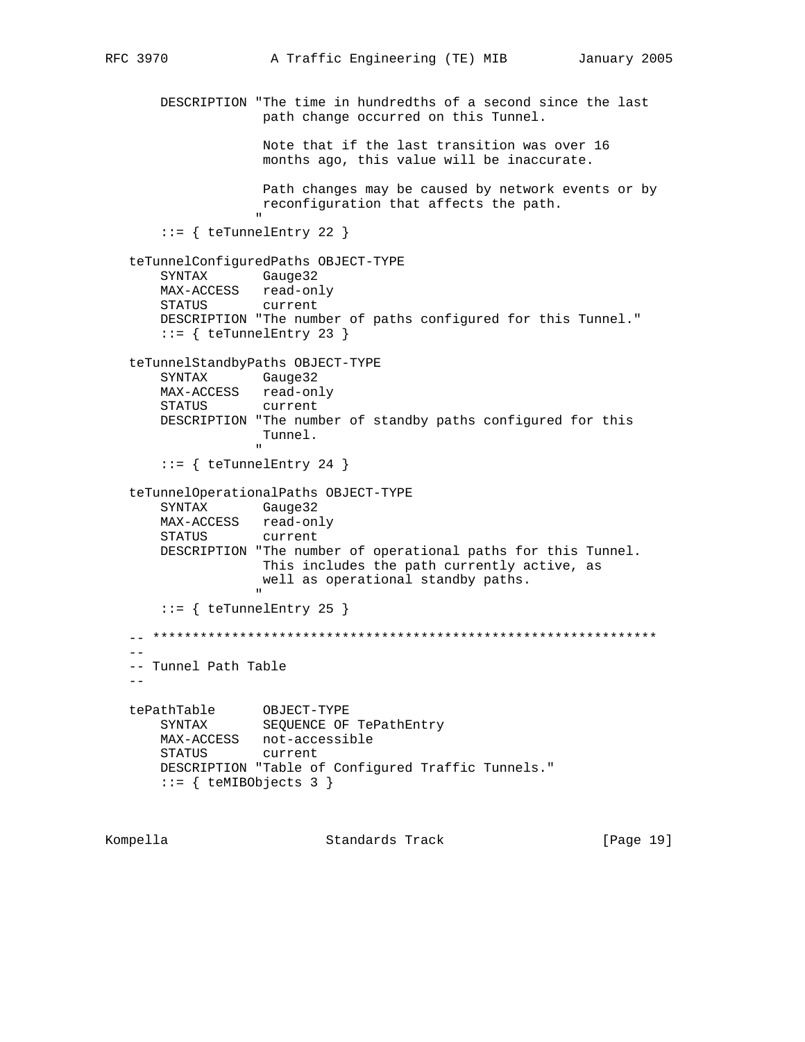```
       DESCRIPTION "The time in hundredths of a second since the last
                    path change occurred on this Tunnel.

                    Note that if the last transition was over 16
                    months ago, this value will be inaccurate.

                    Path changes may be caused by network events or by
                    reconfiguration that affects the path.
                   "
       ::= { teTunnelEntry 22 }

   teTunnelConfiguredPaths OBJECT-TYPE
       SYNTAX       Gauge32
       MAX-ACCESS   read-only
       STATUS       current
       DESCRIPTION "The number of paths configured for this Tunnel."
       ::= { teTunnelEntry 23 }

   teTunnelStandbyPaths OBJECT-TYPE
       SYNTAX       Gauge32
       MAX-ACCESS   read-only
       STATUS       current
       DESCRIPTION "The number of standby paths configured for this
                    Tunnel.
                   "
       ::= { teTunnelEntry 24 }

   teTunnelOperationalPaths OBJECT-TYPE
       SYNTAX       Gauge32
       MAX-ACCESS   read-only
       STATUS       current
       DESCRIPTION "The number of operational paths for this Tunnel.
                    This includes the path currently active, as
                    well as operational standby paths.
                   "
       ::= { teTunnelEntry 25 }

   -- ****************************************************************
   --
   -- Tunnel Path Table
   --

   tePathTable      OBJECT-TYPE
       SYNTAX       SEQUENCE OF TePathEntry
       MAX-ACCESS   not-accessible
       STATUS       current
       DESCRIPTION "Table of Configured Traffic Tunnels."
       ::= { teMIBObjects 3 }
```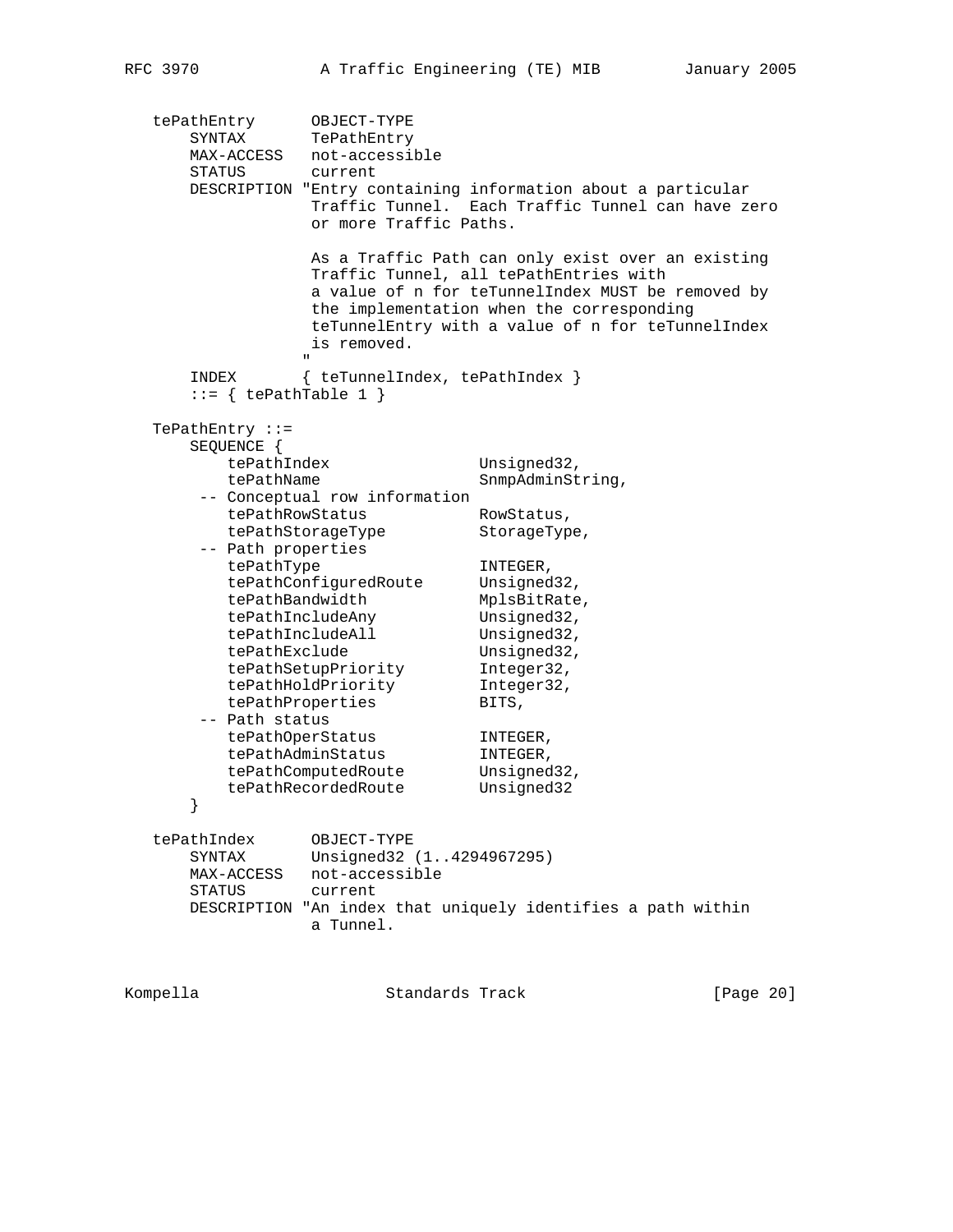```
   tePathEntry      OBJECT-TYPE
       SYNTAX       TePathEntry
       MAX-ACCESS   not-accessible
       STATUS       current
       DESCRIPTION "Entry containing information about a particular
                    Traffic Tunnel.  Each Traffic Tunnel can have zero
                    or more Traffic Paths.

                    As a Traffic Path can only exist over an existing
                    Traffic Tunnel, all tePathEntries with
                    a value of n for teTunnelIndex MUST be removed by
                    the implementation when the corresponding
                    teTunnelEntry with a value of n for teTunnelIndex
                    is removed.
                   "
       INDEX       { teTunnelIndex, tePathIndex }
       ::= { tePathTable 1 }

   TePathEntry ::=
       SEQUENCE {
           tePathIndex                 Unsigned32,
           tePathName                  SnmpAdminString,
        -- Conceptual row information
           tePathRowStatus             RowStatus,
           tePathStorageType           StorageType,
        -- Path properties
           tePathType                  INTEGER,
           tePathConfiguredRoute       Unsigned32,
           tePathBandwidth             MplsBitRate,
           tePathIncludeAny            Unsigned32,
           tePathIncludeAll            Unsigned32,
           tePathExclude               Unsigned32,
           tePathSetupPriority         Integer32,
           tePathHoldPriority          Integer32,
           tePathProperties            BITS,
        -- Path status
           tePathOperStatus            INTEGER,
           tePathAdminStatus           INTEGER,
           tePathComputedRoute         Unsigned32,
           tePathRecordedRoute         Unsigned32
       }

   tePathIndex      OBJECT-TYPE
       SYNTAX       Unsigned32 (1..4294967295)
       MAX-ACCESS   not-accessible
       STATUS       current
       DESCRIPTION "An index that uniquely identifies a path within
                    a Tunnel.
```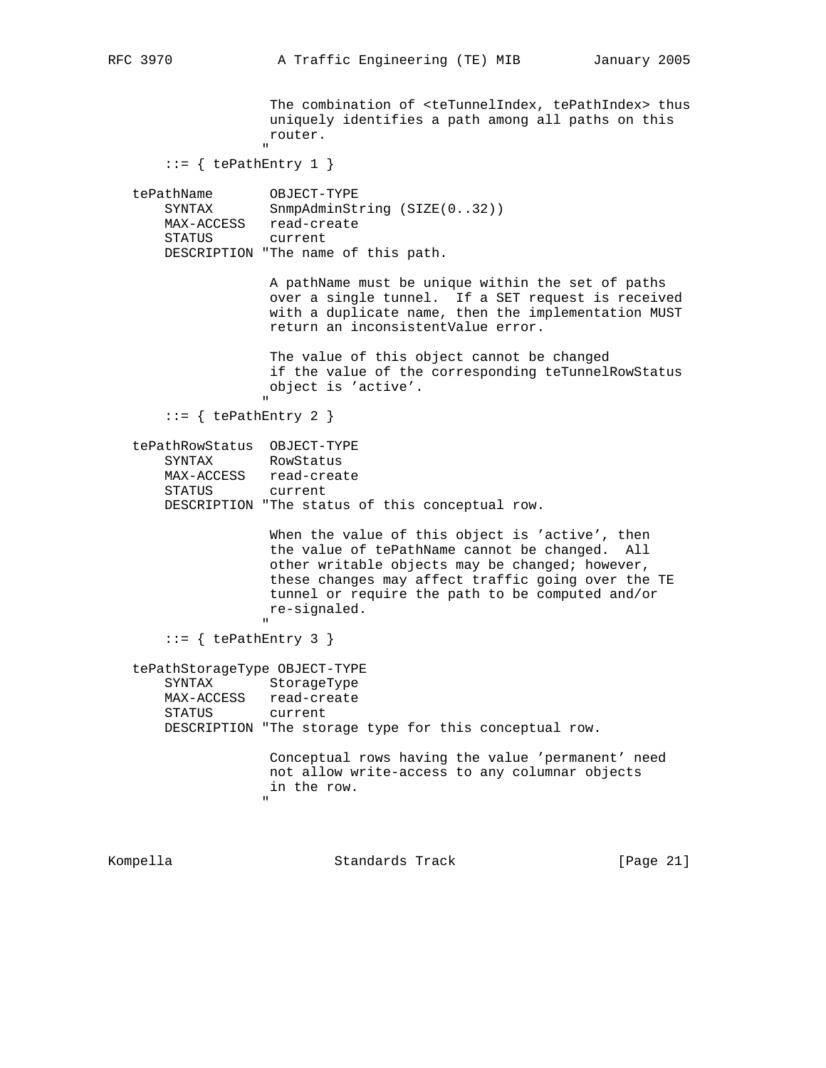```
                    The combination of <teTunnelIndex, tePathIndex> thus
                    uniquely identifies a path among all paths on this
                    router.
                   "
       ::= { tePathEntry 1 }

   tePathName       OBJECT-TYPE
       SYNTAX       SnmpAdminString (SIZE(0..32))
       MAX-ACCESS   read-create
       STATUS       current
       DESCRIPTION "The name of this path.

                    A pathName must be unique within the set of paths
                    over a single tunnel.  If a SET request is received
                    with a duplicate name, then the implementation MUST
                    return an inconsistentValue error.

                    The value of this object cannot be changed
                    if the value of the corresponding teTunnelRowStatus
                    object is 'active'.
                   "
       ::= { tePathEntry 2 }

   tePathRowStatus  OBJECT-TYPE
       SYNTAX       RowStatus
       MAX-ACCESS   read-create
       STATUS       current
       DESCRIPTION "The status of this conceptual row.

                    When the value of this object is 'active', then
                    the value of tePathName cannot be changed.  All
                    other writable objects may be changed; however,
                    these changes may affect traffic going over the TE
                    tunnel or require the path to be computed and/or
                    re-signaled.
                   "
       ::= { tePathEntry 3 }

   tePathStorageType OBJECT-TYPE
       SYNTAX       StorageType
       MAX-ACCESS   read-create
       STATUS       current
       DESCRIPTION "The storage type for this conceptual row.

                    Conceptual rows having the value 'permanent' need
                    not allow write-access to any columnar objects
                    in the row.
                   "
```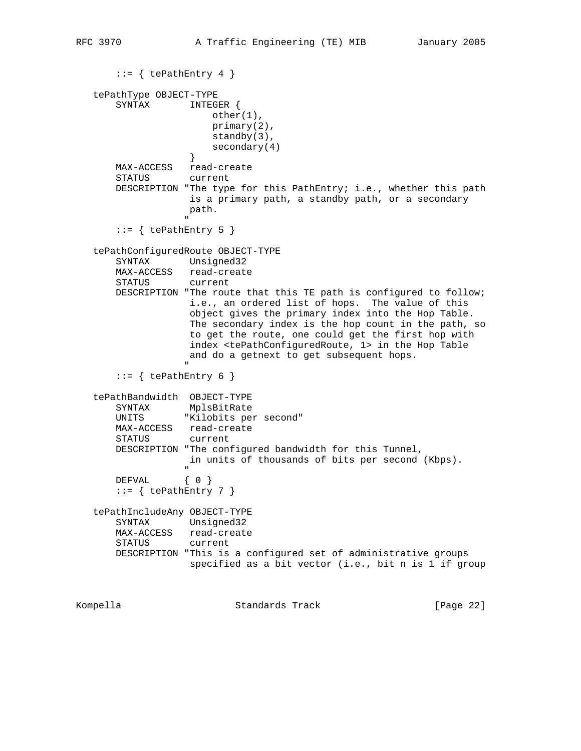```
       ::= { tePathEntry 4 }

   tePathType OBJECT-TYPE
       SYNTAX       INTEGER {
                        other(1),
                        primary(2),
                        standby(3),
                        secondary(4)
                    }
       MAX-ACCESS   read-create
       STATUS       current
       DESCRIPTION "The type for this PathEntry; i.e., whether this path
                    is a primary path, a standby path, or a secondary
                    path.
                   "
       ::= { tePathEntry 5 }

   tePathConfiguredRoute OBJECT-TYPE
       SYNTAX       Unsigned32
       MAX-ACCESS   read-create
       STATUS       current
       DESCRIPTION "The route that this TE path is configured to follow;
                    i.e., an ordered list of hops.  The value of this
                    object gives the primary index into the Hop Table.
                    The secondary index is the hop count in the path, so
                    to get the route, one could get the first hop with
                    index <tePathConfiguredRoute, 1> in the Hop Table
                    and do a getnext to get subsequent hops.
                   "
       ::= { tePathEntry 6 }

   tePathBandwidth  OBJECT-TYPE
       SYNTAX       MplsBitRate
       UNITS       "Kilobits per second"
       MAX-ACCESS   read-create
       STATUS       current
       DESCRIPTION "The configured bandwidth for this Tunnel,
                    in units of thousands of bits per second (Kbps).
                   "
       DEFVAL      { 0 }
       ::= { tePathEntry 7 }

   tePathIncludeAny OBJECT-TYPE
       SYNTAX       Unsigned32
       MAX-ACCESS   read-create
       STATUS       current
       DESCRIPTION "This is a configured set of administrative groups
                    specified as a bit vector (i.e., bit n is 1 if group
```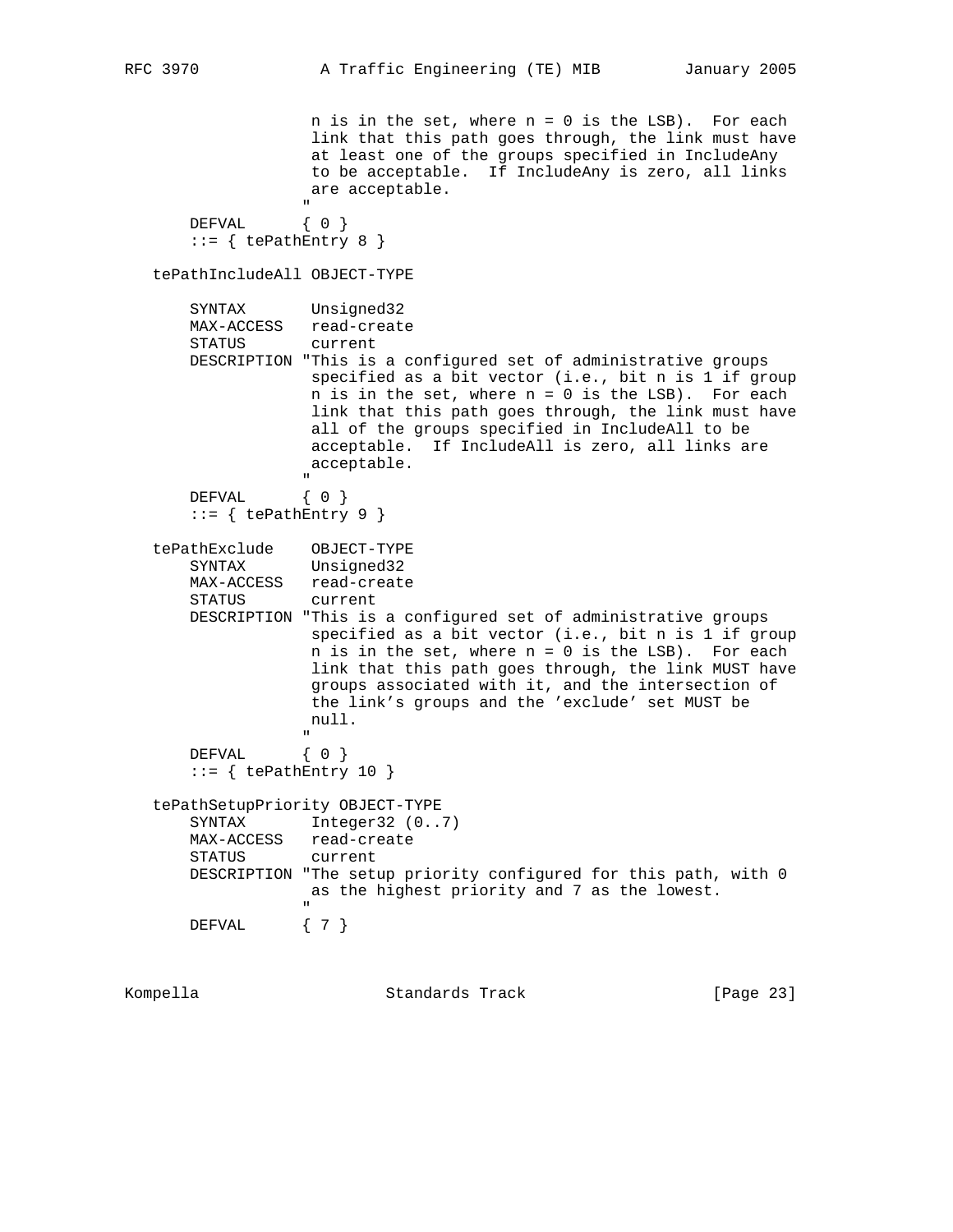```
                 n is in the set, where n = 0 is the LSB).  For each
                 link that this path goes through, the link must have
                 at least one of the groups specified in IncludeAny
                 to be acceptable.  If IncludeAny is zero, all links
                 are acceptable.
                "
    DEFVAL      { 0 }
    ::= { tePathEntry 8 }

tePathIncludeAll OBJECT-TYPE

    SYNTAX       Unsigned32
    MAX-ACCESS   read-create
    STATUS       current
    DESCRIPTION "This is a configured set of administrative groups
                 specified as a bit vector (i.e., bit n is 1 if group
                 n is in the set, where n = 0 is the LSB).  For each
                 link that this path goes through, the link must have
                 all of the groups specified in IncludeAll to be
                 acceptable.  If IncludeAll is zero, all links are
                 acceptable.
                "
    DEFVAL      { 0 }
    ::= { tePathEntry 9 }

tePathExclude    OBJECT-TYPE
    SYNTAX       Unsigned32
    MAX-ACCESS   read-create
    STATUS       current
    DESCRIPTION "This is a configured set of administrative groups
                 specified as a bit vector (i.e., bit n is 1 if group
                 n is in the set, where n = 0 is the LSB).  For each
                 link that this path goes through, the link MUST have
                 groups associated with it, and the intersection of
                 the link's groups and the 'exclude' set MUST be
                 null.
                "
    DEFVAL      { 0 }
    ::= { tePathEntry 10 }

tePathSetupPriority OBJECT-TYPE
    SYNTAX       Integer32 (0..7)
    MAX-ACCESS   read-create
    STATUS       current
    DESCRIPTION "The setup priority configured for this path, with 0
                 as the highest priority and 7 as the lowest.
                "
    DEFVAL      { 7 }
```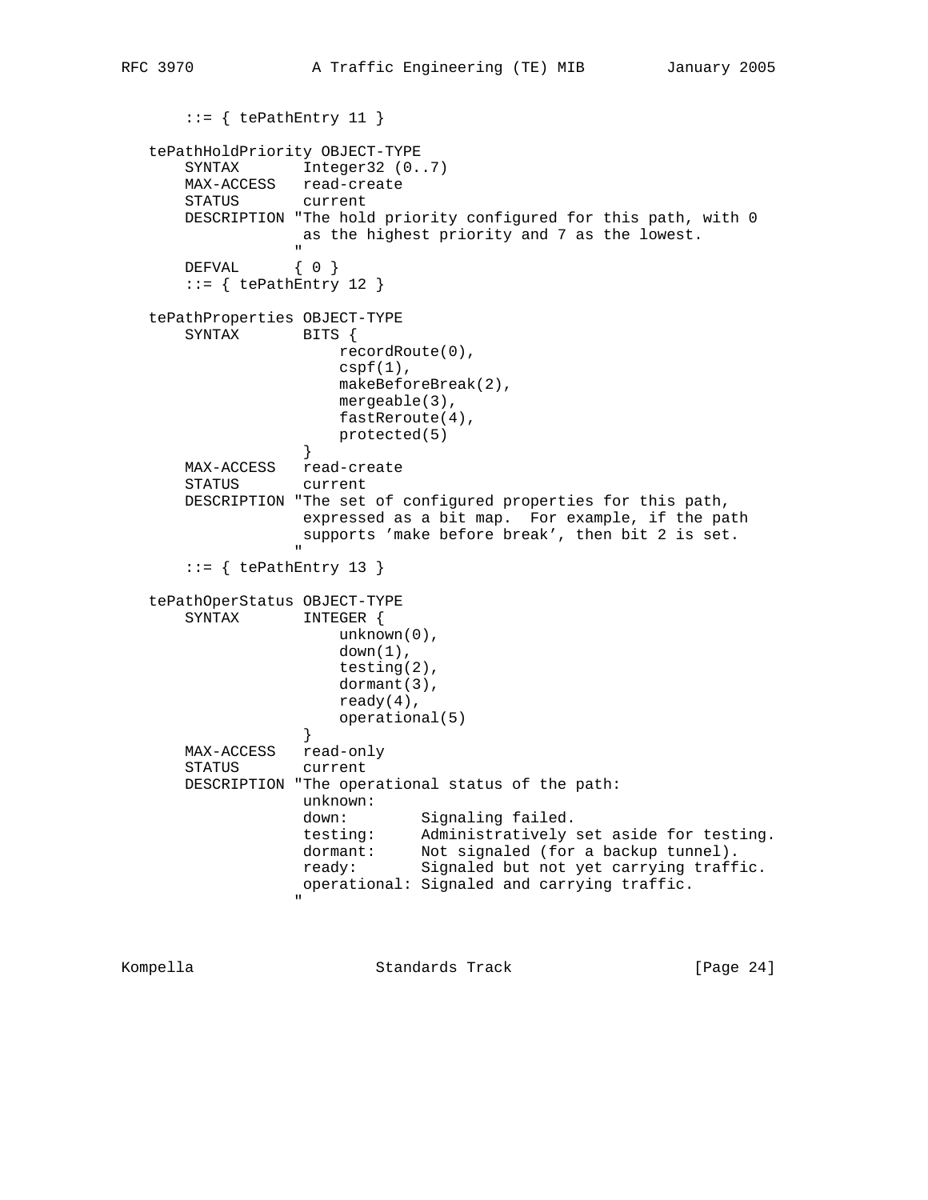```
       ::= { tePathEntry 11 }

   tePathHoldPriority OBJECT-TYPE
       SYNTAX       Integer32 (0..7)
       MAX-ACCESS   read-create
       STATUS       current
       DESCRIPTION "The hold priority configured for this path, with 0
                    as the highest priority and 7 as the lowest.
                   "
       DEFVAL      { 0 }
       ::= { tePathEntry 12 }

   tePathProperties OBJECT-TYPE
       SYNTAX       BITS {
                        recordRoute(0),
                        cspf(1),
                        makeBeforeBreak(2),
                        mergeable(3),
                        fastReroute(4),
                        protected(5)
                    }
       MAX-ACCESS   read-create
       STATUS       current
       DESCRIPTION "The set of configured properties for this path,
                    expressed as a bit map.  For example, if the path
                    supports 'make before break', then bit 2 is set.
                   "
       ::= { tePathEntry 13 }

   tePathOperStatus OBJECT-TYPE
       SYNTAX       INTEGER {
                        unknown(0),
                        down(1),
                        testing(2),
                        dormant(3),
                        ready(4),
                        operational(5)
                    }
       MAX-ACCESS   read-only
       STATUS       current
       DESCRIPTION "The operational status of the path:
                    unknown:
                    down:        Signaling failed.
                    testing:     Administratively set aside for testing.
                    dormant:     Not signaled (for a backup tunnel).
                    ready:       Signaled but not yet carrying traffic.
                    operational: Signaled and carrying traffic.
                   "
```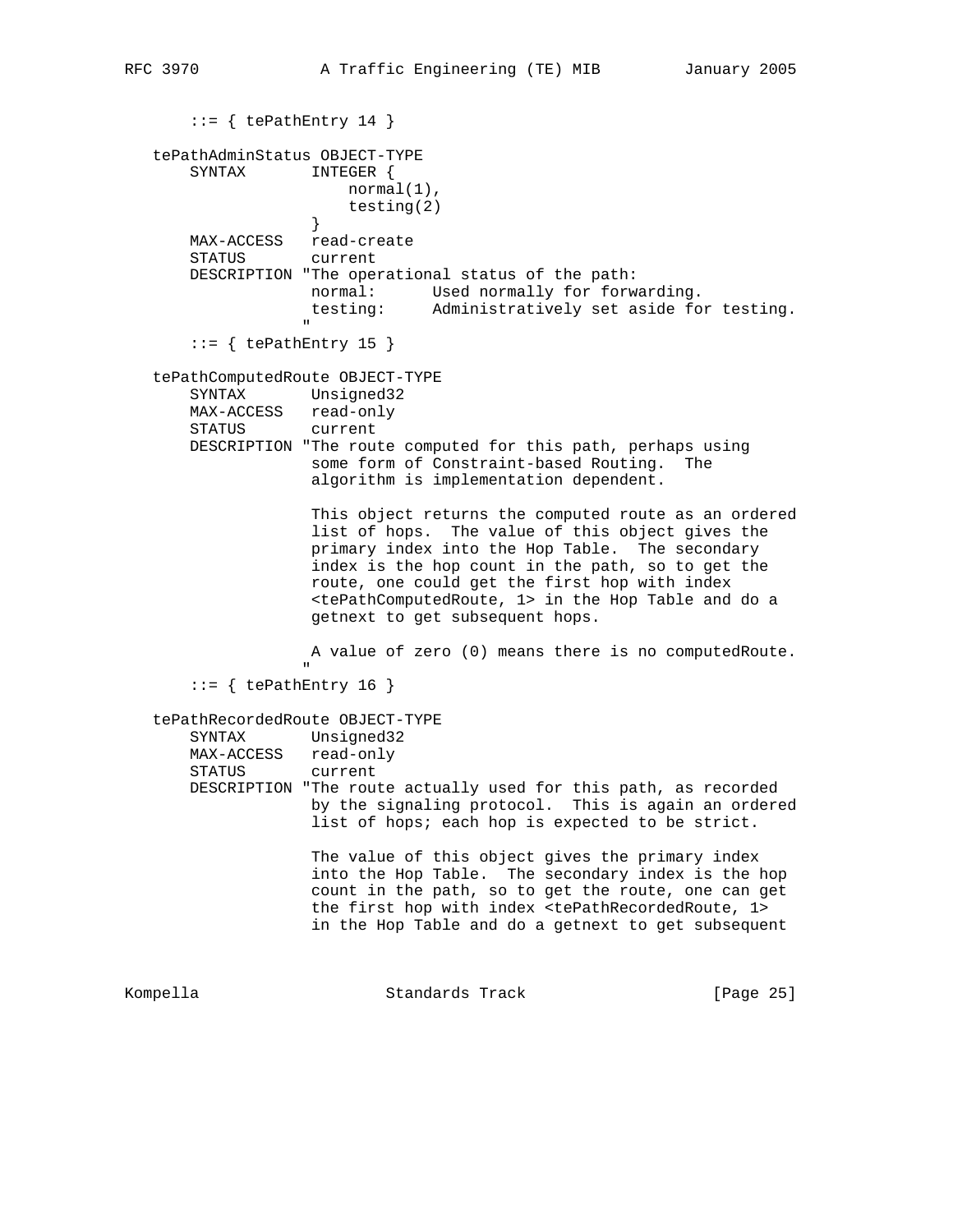```
       ::= { tePathEntry 14 }

   tePathAdminStatus OBJECT-TYPE
       SYNTAX       INTEGER {
                        normal(1),
                        testing(2)
                    }
       MAX-ACCESS   read-create
       STATUS       current
       DESCRIPTION "The operational status of the path:
                    normal:      Used normally for forwarding.
                    testing:     Administratively set aside for testing.
                   "
       ::= { tePathEntry 15 }

   tePathComputedRoute OBJECT-TYPE
       SYNTAX       Unsigned32
       MAX-ACCESS   read-only
       STATUS       current
       DESCRIPTION "The route computed for this path, perhaps using
                    some form of Constraint-based Routing.  The
                    algorithm is implementation dependent.

                    This object returns the computed route as an ordered
                    list of hops.  The value of this object gives the
                    primary index into the Hop Table.  The secondary
                    index is the hop count in the path, so to get the
                    route, one could get the first hop with index
                    <tePathComputedRoute, 1> in the Hop Table and do a
                    getnext to get subsequent hops.

                    A value of zero (0) means there is no computedRoute.
                   "
       ::= { tePathEntry 16 }

   tePathRecordedRoute OBJECT-TYPE
       SYNTAX       Unsigned32
       MAX-ACCESS   read-only
       STATUS       current
       DESCRIPTION "The route actually used for this path, as recorded
                    by the signaling protocol.  This is again an ordered
                    list of hops; each hop is expected to be strict.

                    The value of this object gives the primary index
                    into the Hop Table.  The secondary index is the hop
                    count in the path, so to get the route, one can get
                    the first hop with index <tePathRecordedRoute, 1>
                    in the Hop Table and do a getnext to get subsequent
```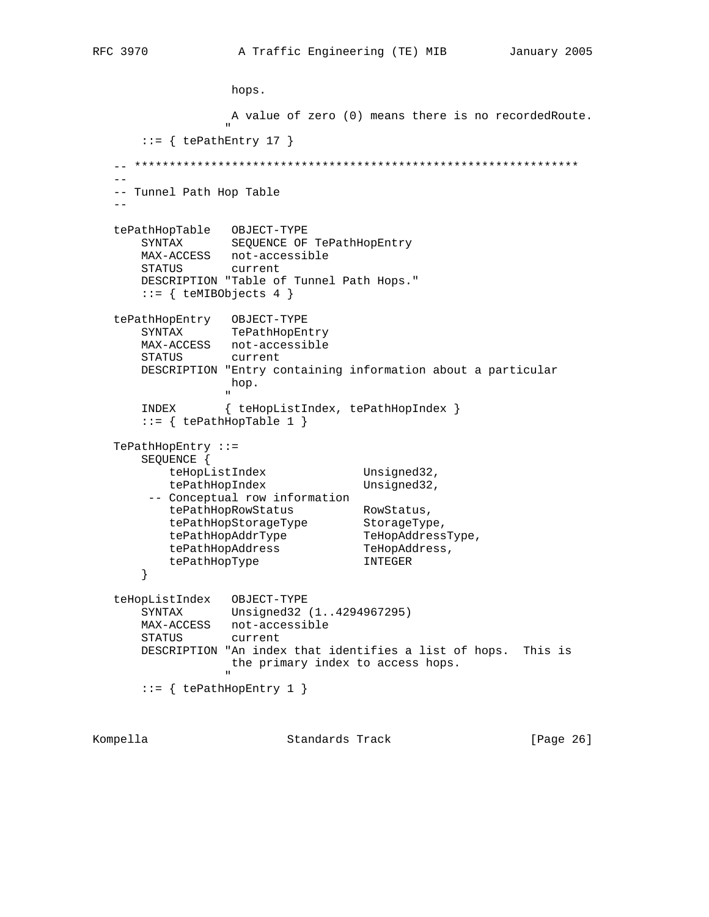```
                  hops.

                  A value of zero (0) means there is no recordedRoute.
                 "
       ::= { tePathEntry 17 }

   -- ****************************************************************
   --
   -- Tunnel Path Hop Table
   --

   tePathHopTable   OBJECT-TYPE
       SYNTAX       SEQUENCE OF TePathHopEntry
       MAX-ACCESS   not-accessible
       STATUS       current
       DESCRIPTION "Table of Tunnel Path Hops."
       ::= { teMIBObjects 4 }

   tePathHopEntry   OBJECT-TYPE
       SYNTAX       TePathHopEntry
       MAX-ACCESS   not-accessible
       STATUS       current
       DESCRIPTION "Entry containing information about a particular
                   hop.
                  "
       INDEX       { teHopListIndex, tePathHopIndex }
       ::= { tePathHopTable 1 }

   TePathHopEntry ::=
       SEQUENCE {
           teHopListIndex              Unsigned32,
           tePathHopIndex              Unsigned32,
        -- Conceptual row information
           tePathHopRowStatus          RowStatus,
           tePathHopStorageType        StorageType,
           tePathHopAddrType           TeHopAddressType,
           tePathHopAddress            TeHopAddress,
           tePathHopType               INTEGER
       }

   teHopListIndex   OBJECT-TYPE
       SYNTAX       Unsigned32 (1..4294967295)
       MAX-ACCESS   not-accessible
       STATUS       current
       DESCRIPTION "An index that identifies a list of hops.  This is
                   the primary index to access hops.
                  "
       ::= { tePathHopEntry 1 }
```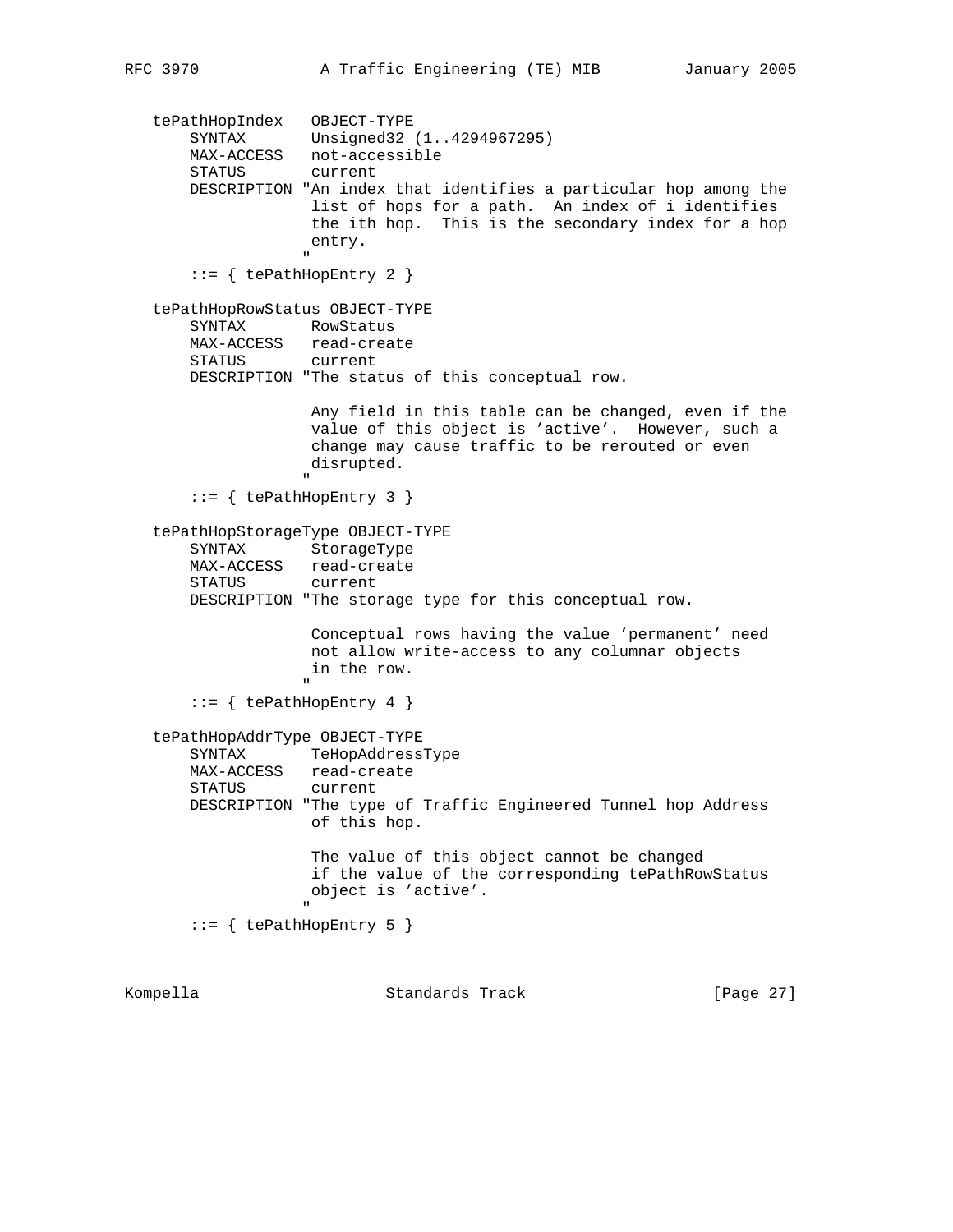```
   tePathHopIndex   OBJECT-TYPE
       SYNTAX       Unsigned32 (1..4294967295)
       MAX-ACCESS   not-accessible
       STATUS       current
       DESCRIPTION "An index that identifies a particular hop among the
                   list of hops for a path.  An index of i identifies
                   the ith hop.  This is the secondary index for a hop
                   entry.
                  "
       ::= { tePathHopEntry 2 }

   tePathHopRowStatus OBJECT-TYPE
       SYNTAX       RowStatus
       MAX-ACCESS   read-create
       STATUS       current
       DESCRIPTION "The status of this conceptual row.

                   Any field in this table can be changed, even if the
                   value of this object is 'active'.  However, such a
                   change may cause traffic to be rerouted or even
                   disrupted.
                  "
       ::= { tePathHopEntry 3 }

   tePathHopStorageType OBJECT-TYPE
       SYNTAX       StorageType
       MAX-ACCESS   read-create
       STATUS       current
       DESCRIPTION "The storage type for this conceptual row.

                   Conceptual rows having the value 'permanent' need
                   not allow write-access to any columnar objects
                   in the row.
                  "
       ::= { tePathHopEntry 4 }

   tePathHopAddrType OBJECT-TYPE
       SYNTAX       TeHopAddressType
       MAX-ACCESS   read-create
       STATUS       current
       DESCRIPTION "The type of Traffic Engineered Tunnel hop Address
                   of this hop.

                   The value of this object cannot be changed
                   if the value of the corresponding tePathRowStatus
                   object is 'active'.
                  "
       ::= { tePathHopEntry 5 }
```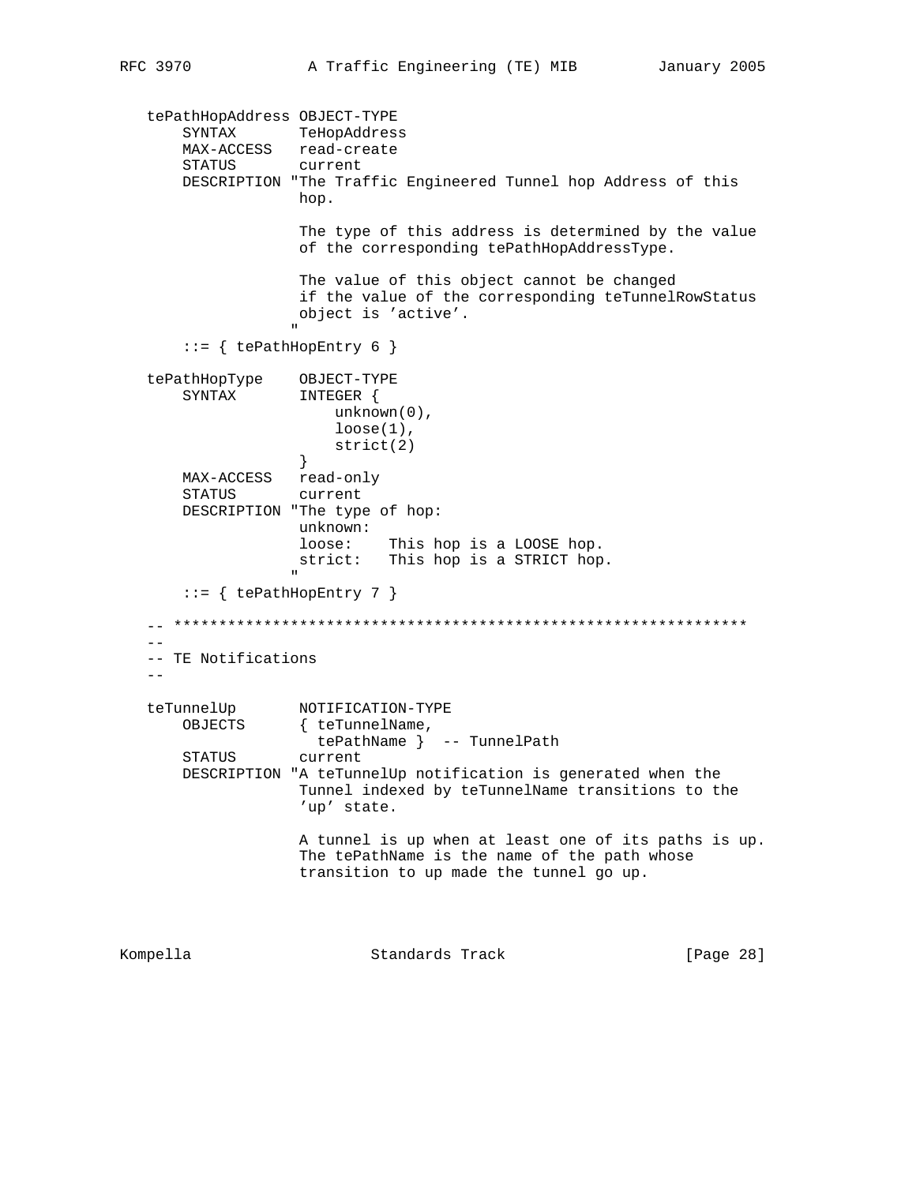```
   tePathHopAddress OBJECT-TYPE
       SYNTAX       TeHopAddress
       MAX-ACCESS   read-create
       STATUS       current
       DESCRIPTION "The Traffic Engineered Tunnel hop Address of this
                    hop.

                    The type of this address is determined by the value
                    of the corresponding tePathHopAddressType.

                    The value of this object cannot be changed
                    if the value of the corresponding teTunnelRowStatus
                    object is 'active'.
                   "
       ::= { tePathHopEntry 6 }

   tePathHopType    OBJECT-TYPE
       SYNTAX       INTEGER {
                        unknown(0),
                        loose(1),
                        strict(2)
                    }
       MAX-ACCESS   read-only
       STATUS       current
       DESCRIPTION "The type of hop:
                    unknown:
                    loose:    This hop is a LOOSE hop.
                    strict:   This hop is a STRICT hop.
                   "
       ::= { tePathHopEntry 7 }

   -- ****************************************************************
   --
   -- TE Notifications
   --

   teTunnelUp       NOTIFICATION-TYPE
       OBJECTS      { teTunnelName,
                      tePathName }  -- TunnelPath
       STATUS       current
       DESCRIPTION "A teTunnelUp notification is generated when the
                    Tunnel indexed by teTunnelName transitions to the
                    'up' state.

                    A tunnel is up when at least one of its paths is up.
                    The tePathName is the name of the path whose
                    transition to up made the tunnel go up.
```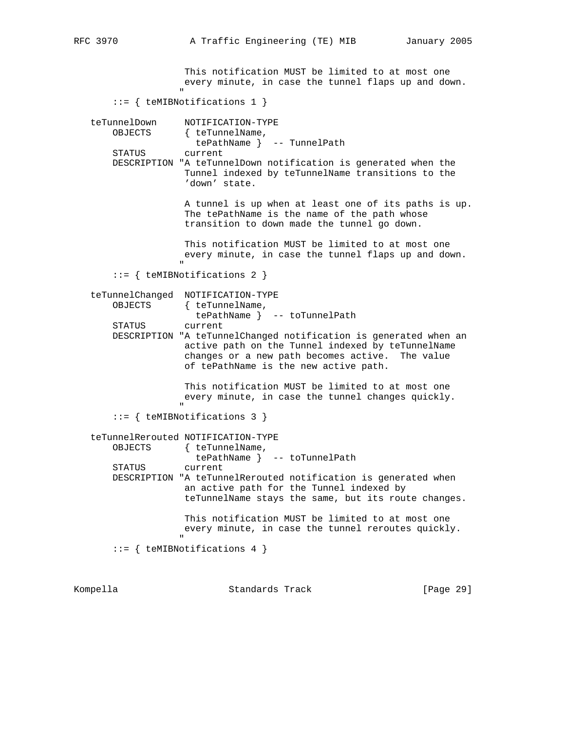```
                 This notification MUST be limited to at most one
                 every minute, in case the tunnel flaps up and down.
                "
     ::= { teMIBNotifications 1 }

teTunnelDown      NOTIFICATION-TYPE
    OBJECTS      { teTunnelName,
                   tePathName }  -- TunnelPath
    STATUS       current
    DESCRIPTION "A teTunnelDown notification is generated when the
                 Tunnel indexed by teTunnelName transitions to the
                 'down' state.

                 A tunnel is up when at least one of its paths is up.
                 The tePathName is the name of the path whose
                 transition to down made the tunnel go down.

                 This notification MUST be limited to at most one
                 every minute, in case the tunnel flaps up and down.
                "
     ::= { teMIBNotifications 2 }

teTunnelChanged  NOTIFICATION-TYPE
    OBJECTS      { teTunnelName,
                   tePathName }  -- toTunnelPath
    STATUS       current
    DESCRIPTION "A teTunnelChanged notification is generated when an
                 active path on the Tunnel indexed by teTunnelName
                 changes or a new path becomes active.  The value
                 of tePathName is the new active path.

                 This notification MUST be limited to at most one
                 every minute, in case the tunnel changes quickly.
                "
     ::= { teMIBNotifications 3 }

teTunnelRerouted NOTIFICATION-TYPE
    OBJECTS      { teTunnelName,
                   tePathName }  -- toTunnelPath
    STATUS       current
    DESCRIPTION "A teTunnelRerouted notification is generated when
                 an active path for the Tunnel indexed by
                 teTunnelName stays the same, but its route changes.

                 This notification MUST be limited to at most one
                 every minute, in case the tunnel reroutes quickly.
                "
     ::= { teMIBNotifications 4 }
```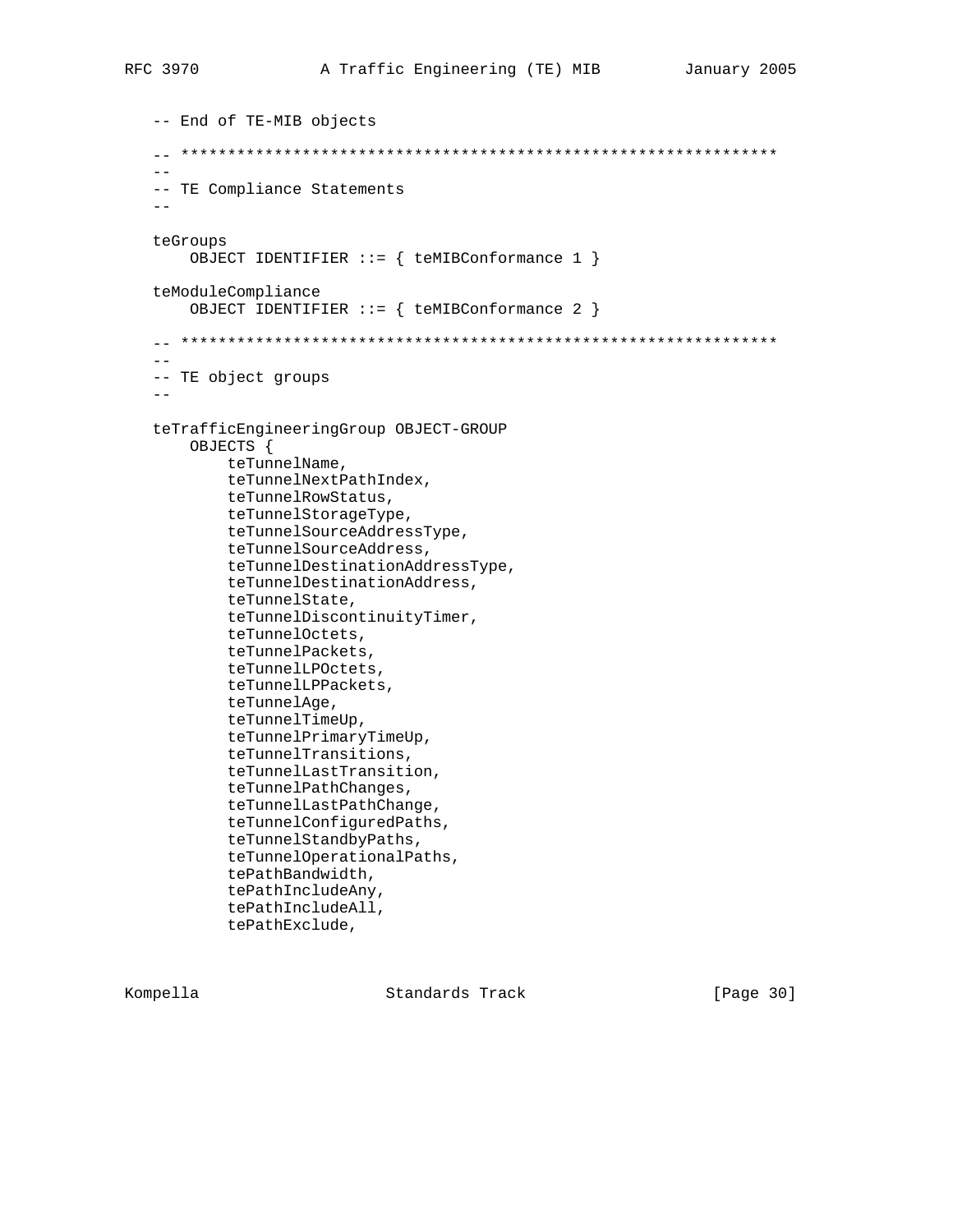```
   -- End of TE-MIB objects

   -- ****************************************************************
   --
   -- TE Compliance Statements
   --

   teGroups
       OBJECT IDENTIFIER ::= { teMIBConformance 1 }

   teModuleCompliance
       OBJECT IDENTIFIER ::= { teMIBConformance 2 }

   -- ****************************************************************
   --
   -- TE object groups
   --

   teTrafficEngineeringGroup OBJECT-GROUP
       OBJECTS {
           teTunnelName,
           teTunnelNextPathIndex,
           teTunnelRowStatus,
           teTunnelStorageType,
           teTunnelSourceAddressType,
           teTunnelSourceAddress,
           teTunnelDestinationAddressType,
           teTunnelDestinationAddress,
           teTunnelState,
           teTunnelDiscontinuityTimer,
           teTunnelOctets,
           teTunnelPackets,
           teTunnelLPOctets,
           teTunnelLPPackets,
           teTunnelAge,
           teTunnelTimeUp,
           teTunnelPrimaryTimeUp,
           teTunnelTransitions,
           teTunnelLastTransition,
           teTunnelPathChanges,
           teTunnelLastPathChange,
           teTunnelConfiguredPaths,
           teTunnelStandbyPaths,
           teTunnelOperationalPaths,
           tePathBandwidth,
           tePathIncludeAny,
           tePathIncludeAll,
           tePathExclude,
```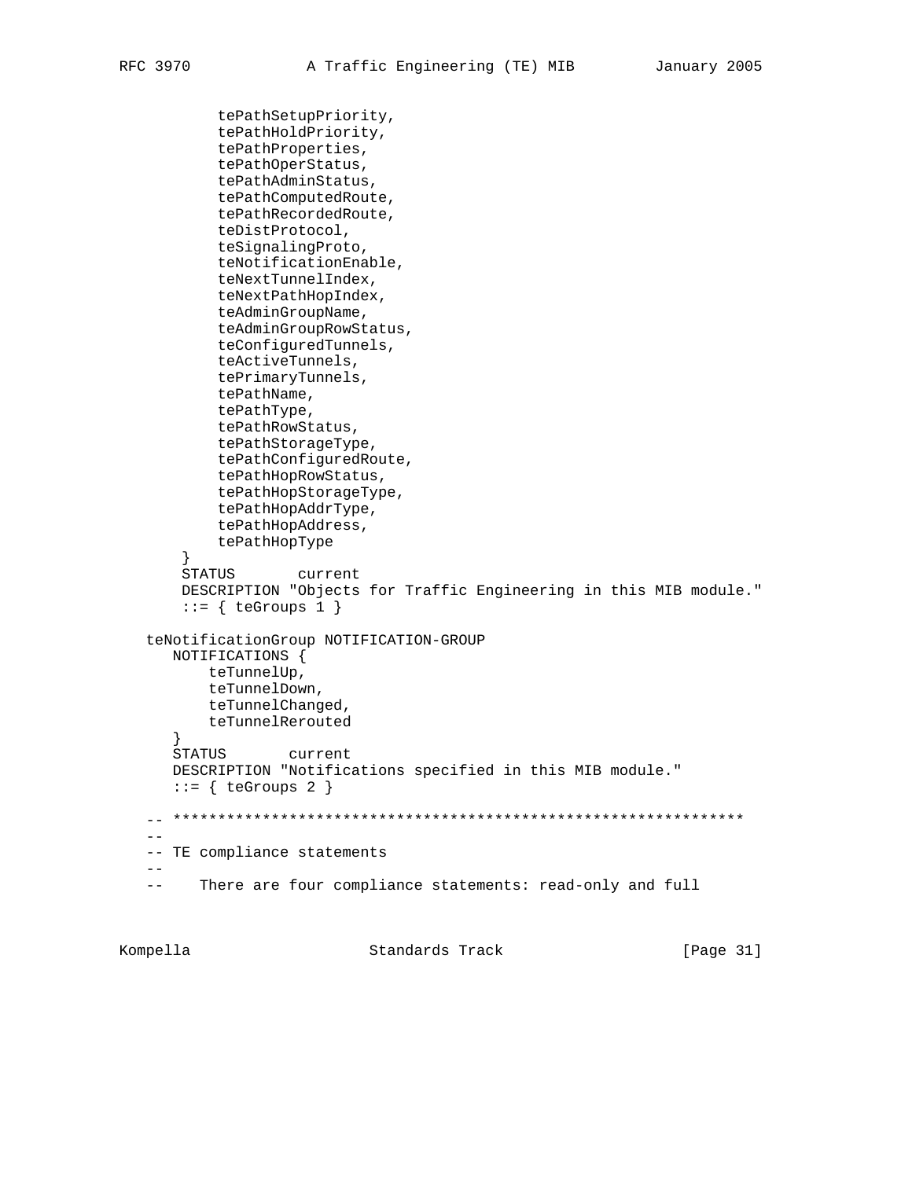```
          tePathSetupPriority,
          tePathHoldPriority,
          tePathProperties,
          tePathOperStatus,
          tePathAdminStatus,
          tePathComputedRoute,
          tePathRecordedRoute,
          teDistProtocol,
          teSignalingProto,
          teNotificationEnable,
          teNextTunnelIndex,
          teNextPathHopIndex,
          teAdminGroupName,
          teAdminGroupRowStatus,
          teConfiguredTunnels,
          teActiveTunnels,
          tePrimaryTunnels,
          tePathName,
          tePathType,
          tePathRowStatus,
          tePathStorageType,
          tePathConfiguredRoute,
          tePathHopRowStatus,
          tePathHopStorageType,
          tePathHopAddrType,
          tePathHopAddress,
          tePathHopType
      }
      STATUS       current
      DESCRIPTION "Objects for Traffic Engineering in this MIB module."
      ::= { teGroups 1 }

   teNotificationGroup NOTIFICATION-GROUP
      NOTIFICATIONS {
          teTunnelUp,
          teTunnelDown,
          teTunnelChanged,
          teTunnelRerouted
      }
      STATUS       current
      DESCRIPTION "Notifications specified in this MIB module."
      ::= { teGroups 2 }

   -- ****************************************************************
   --
   -- TE compliance statements
   --
   --    There are four compliance statements: read-only and full
```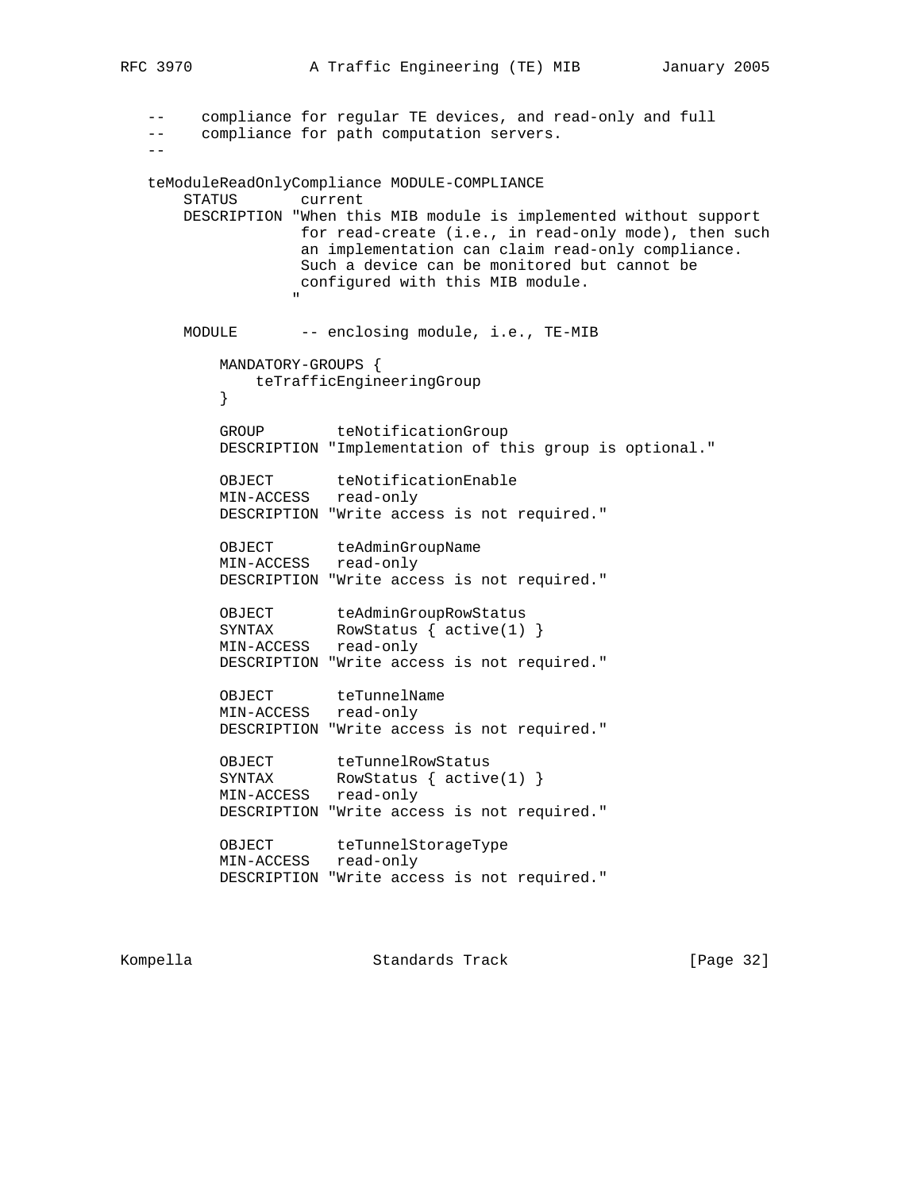```
   --    compliance for regular TE devices, and read-only and full
   --    compliance for path computation servers.
   --

   teModuleReadOnlyCompliance MODULE-COMPLIANCE
       STATUS       current
       DESCRIPTION "When this MIB module is implemented without support
                    for read-create (i.e., in read-only mode), then such
                    an implementation can claim read-only compliance.
                    Such a device can be monitored but cannot be
                    configured with this MIB module.
                   "

       MODULE       -- enclosing module, i.e., TE-MIB

           MANDATORY-GROUPS {
               teTrafficEngineeringGroup
           }

           GROUP        teNotificationGroup
           DESCRIPTION "Implementation of this group is optional."

           OBJECT       teNotificationEnable
           MIN-ACCESS   read-only
           DESCRIPTION "Write access is not required."

           OBJECT       teAdminGroupName
           MIN-ACCESS   read-only
           DESCRIPTION "Write access is not required."

           OBJECT       teAdminGroupRowStatus
           SYNTAX       RowStatus { active(1) }
           MIN-ACCESS   read-only
           DESCRIPTION "Write access is not required."

           OBJECT       teTunnelName
           MIN-ACCESS   read-only
           DESCRIPTION "Write access is not required."

           OBJECT       teTunnelRowStatus
           SYNTAX       RowStatus { active(1) }
           MIN-ACCESS   read-only
           DESCRIPTION "Write access is not required."

           OBJECT       teTunnelStorageType
           MIN-ACCESS   read-only
           DESCRIPTION "Write access is not required."
```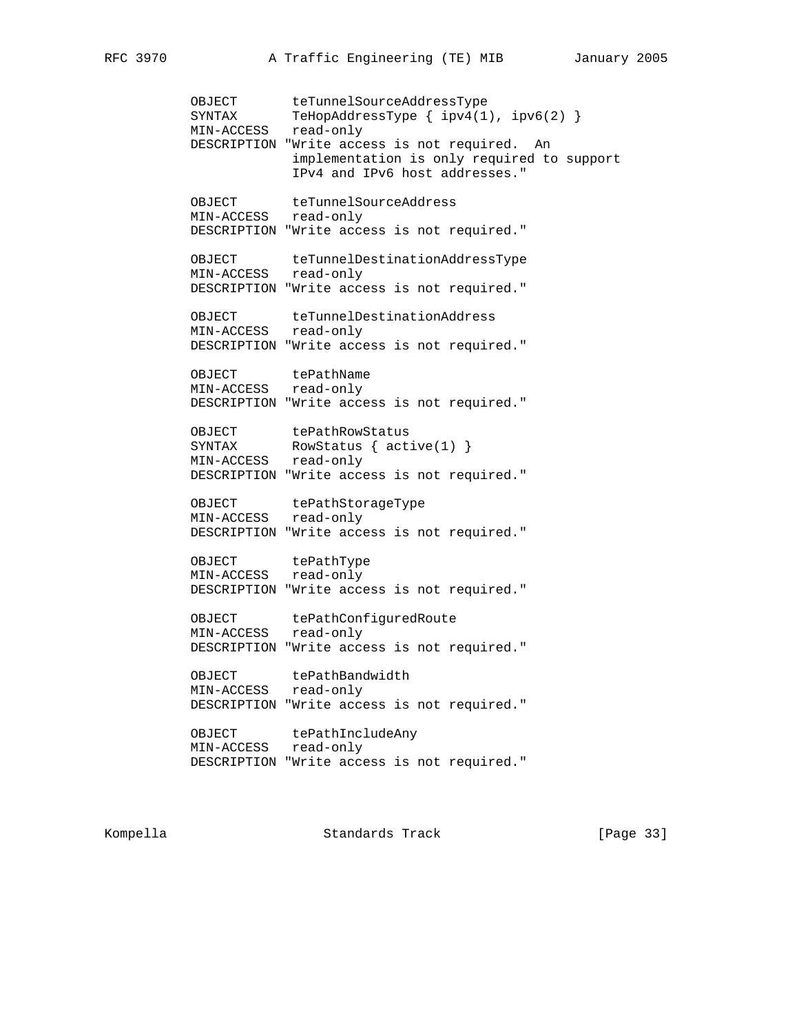```
      OBJECT       teTunnelSourceAddressType
      SYNTAX       TeHopAddressType { ipv4(1), ipv6(2) }
      MIN-ACCESS   read-only
      DESCRIPTION "Write access is not required.  An
                   implementation is only required to support
                   IPv4 and IPv6 host addresses."

      OBJECT       teTunnelSourceAddress
      MIN-ACCESS   read-only
      DESCRIPTION "Write access is not required."

      OBJECT       teTunnelDestinationAddressType
      MIN-ACCESS   read-only
      DESCRIPTION "Write access is not required."

      OBJECT       teTunnelDestinationAddress
      MIN-ACCESS   read-only
      DESCRIPTION "Write access is not required."

      OBJECT       tePathName
      MIN-ACCESS   read-only
      DESCRIPTION "Write access is not required."

      OBJECT       tePathRowStatus
      SYNTAX       RowStatus { active(1) }
      MIN-ACCESS   read-only
      DESCRIPTION "Write access is not required."

      OBJECT       tePathStorageType
      MIN-ACCESS   read-only
      DESCRIPTION "Write access is not required."

      OBJECT       tePathType
      MIN-ACCESS   read-only
      DESCRIPTION "Write access is not required."

      OBJECT       tePathConfiguredRoute
      MIN-ACCESS   read-only
      DESCRIPTION "Write access is not required."

      OBJECT       tePathBandwidth
      MIN-ACCESS   read-only
      DESCRIPTION "Write access is not required."

      OBJECT       tePathIncludeAny
      MIN-ACCESS   read-only
      DESCRIPTION "Write access is not required."
```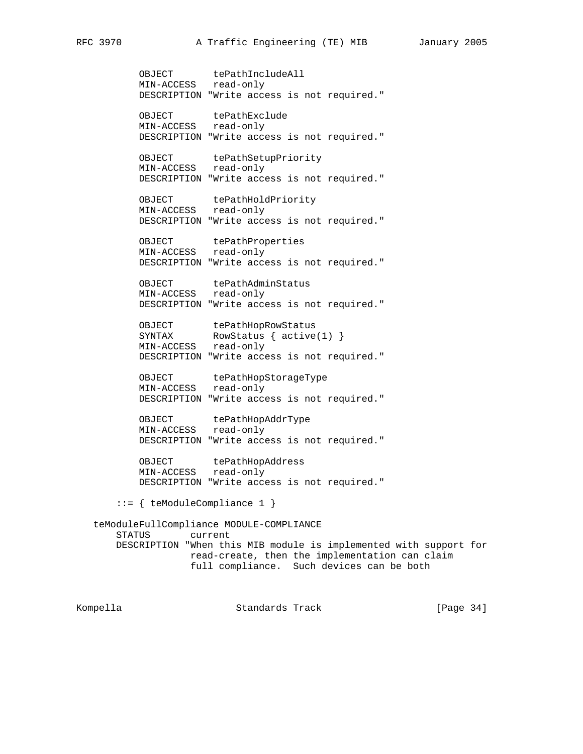```
          OBJECT       tePathIncludeAll
          MIN-ACCESS   read-only
          DESCRIPTION "Write access is not required."

          OBJECT       tePathExclude
          MIN-ACCESS   read-only
          DESCRIPTION "Write access is not required."

          OBJECT       tePathSetupPriority
          MIN-ACCESS   read-only
          DESCRIPTION "Write access is not required."

          OBJECT       tePathHoldPriority
          MIN-ACCESS   read-only
          DESCRIPTION "Write access is not required."

          OBJECT       tePathProperties
          MIN-ACCESS   read-only
          DESCRIPTION "Write access is not required."

          OBJECT       tePathAdminStatus
          MIN-ACCESS   read-only
          DESCRIPTION "Write access is not required."

          OBJECT       tePathHopRowStatus
          SYNTAX       RowStatus { active(1) }
          MIN-ACCESS   read-only
          DESCRIPTION "Write access is not required."

          OBJECT       tePathHopStorageType
          MIN-ACCESS   read-only
          DESCRIPTION "Write access is not required."

          OBJECT       tePathHopAddrType
          MIN-ACCESS   read-only
          DESCRIPTION "Write access is not required."

          OBJECT       tePathHopAddress
          MIN-ACCESS   read-only
          DESCRIPTION "Write access is not required."

      ::= { teModuleCompliance 1 }

   teModuleFullCompliance MODULE-COMPLIANCE
       STATUS       current
       DESCRIPTION "When this MIB module is implemented with support for
                   read-create, then the implementation can claim
                   full compliance.  Such devices can be both
```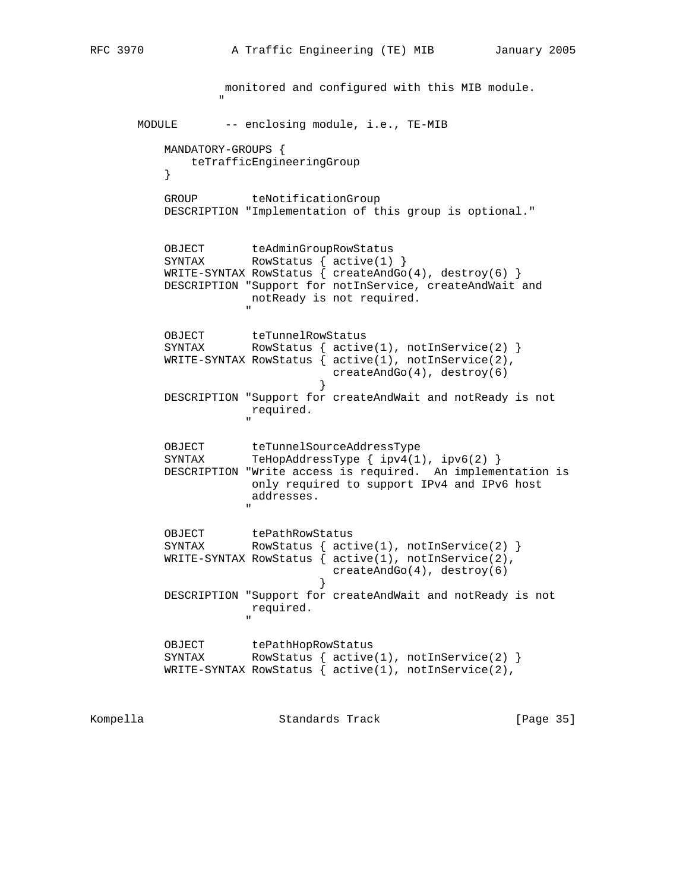```
                 monitored and configured with this MIB module.
                "

       MODULE       -- enclosing module, i.e., TE-MIB

           MANDATORY-GROUPS {
               teTrafficEngineeringGroup
           }

           GROUP        teNotificationGroup
           DESCRIPTION "Implementation of this group is optional."


           OBJECT       teAdminGroupRowStatus
           SYNTAX       RowStatus { active(1) }
           WRITE-SYNTAX RowStatus { createAndGo(4), destroy(6) }
           DESCRIPTION "Support for notInService, createAndWait and
                        notReady is not required.
                       "

           OBJECT       teTunnelRowStatus
           SYNTAX       RowStatus { active(1), notInService(2) }
           WRITE-SYNTAX RowStatus { active(1), notInService(2),
                                    createAndGo(4), destroy(6)
                                  }
           DESCRIPTION "Support for createAndWait and notReady is not
                        required.
                       "

           OBJECT       teTunnelSourceAddressType
           SYNTAX       TeHopAddressType { ipv4(1), ipv6(2) }
           DESCRIPTION "Write access is required.  An implementation is
                        only required to support IPv4 and IPv6 host
                        addresses.
                       "

           OBJECT       tePathRowStatus
           SYNTAX       RowStatus { active(1), notInService(2) }
           WRITE-SYNTAX RowStatus { active(1), notInService(2),
                                    createAndGo(4), destroy(6)
                                  }
           DESCRIPTION "Support for createAndWait and notReady is not
                        required.
                       "

           OBJECT       tePathHopRowStatus
           SYNTAX       RowStatus { active(1), notInService(2) }
           WRITE-SYNTAX RowStatus { active(1), notInService(2),
```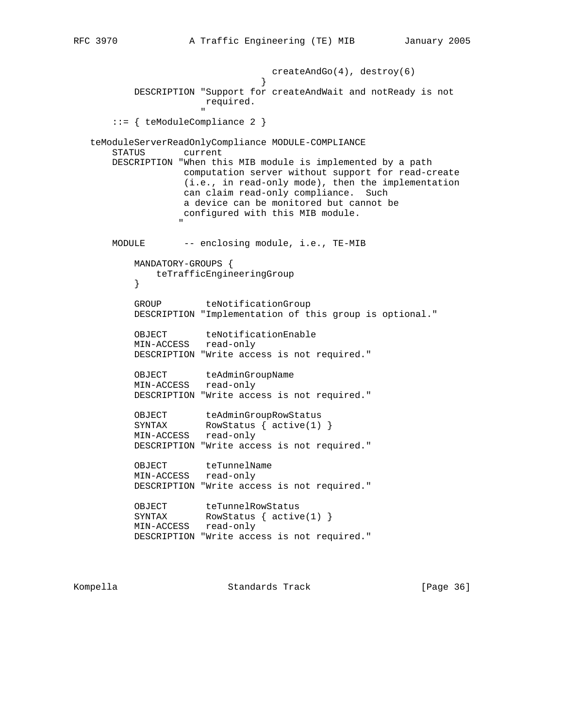```
                                createAndGo(4), destroy(6)
                              }
           DESCRIPTION "Support for createAndWait and notReady is not
                        required.
                       "
       ::= { teModuleCompliance 2 }

   teModuleServerReadOnlyCompliance MODULE-COMPLIANCE
       STATUS       current
       DESCRIPTION "When this MIB module is implemented by a path
                    computation server without support for read-create
                    (i.e., in read-only mode), then the implementation
                    can claim read-only compliance.  Such
                    a device can be monitored but cannot be
                    configured with this MIB module.
                   "

       MODULE       -- enclosing module, i.e., TE-MIB

           MANDATORY-GROUPS {
               teTrafficEngineeringGroup
           }

           GROUP        teNotificationGroup
           DESCRIPTION "Implementation of this group is optional."

           OBJECT       teNotificationEnable
           MIN-ACCESS   read-only
           DESCRIPTION "Write access is not required."

           OBJECT       teAdminGroupName
           MIN-ACCESS   read-only
           DESCRIPTION "Write access is not required."

           OBJECT       teAdminGroupRowStatus
           SYNTAX       RowStatus { active(1) }
           MIN-ACCESS   read-only
           DESCRIPTION "Write access is not required."

           OBJECT       teTunnelName
           MIN-ACCESS   read-only
           DESCRIPTION "Write access is not required."

           OBJECT       teTunnelRowStatus
           SYNTAX       RowStatus { active(1) }
           MIN-ACCESS   read-only
           DESCRIPTION "Write access is not required."
```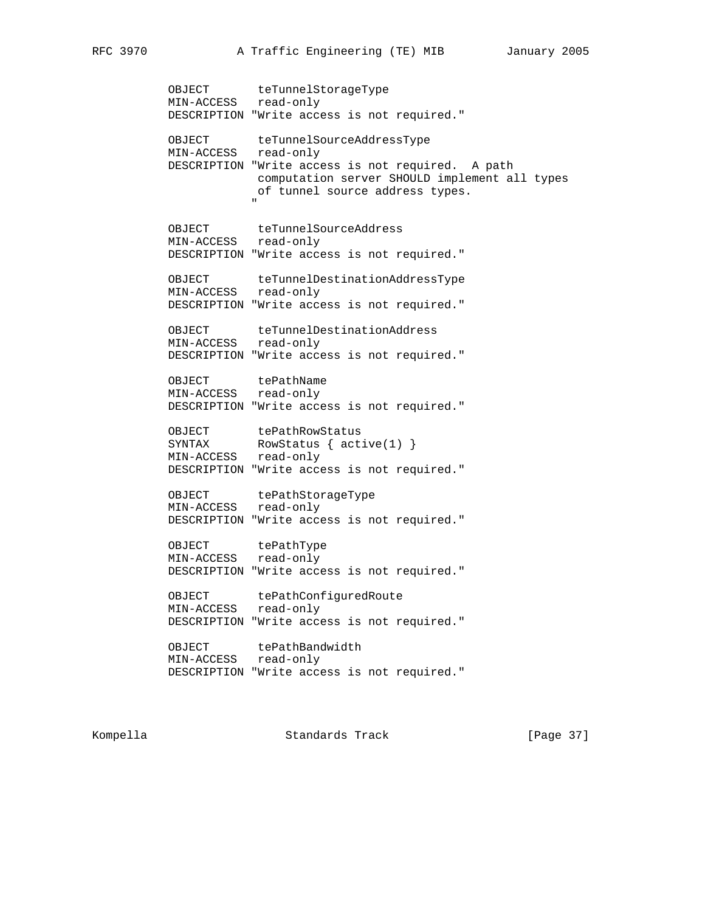```
      OBJECT       teTunnelStorageType
      MIN-ACCESS   read-only
      DESCRIPTION "Write access is not required."

      OBJECT       teTunnelSourceAddressType
      MIN-ACCESS   read-only
      DESCRIPTION "Write access is not required.  A path
                   computation server SHOULD implement all types
                   of tunnel source address types.
                  "

      OBJECT       teTunnelSourceAddress
      MIN-ACCESS   read-only
      DESCRIPTION "Write access is not required."

      OBJECT       teTunnelDestinationAddressType
      MIN-ACCESS   read-only
      DESCRIPTION "Write access is not required."

      OBJECT       teTunnelDestinationAddress
      MIN-ACCESS   read-only
      DESCRIPTION "Write access is not required."

      OBJECT       tePathName
      MIN-ACCESS   read-only
      DESCRIPTION "Write access is not required."

      OBJECT       tePathRowStatus
      SYNTAX       RowStatus { active(1) }
      MIN-ACCESS   read-only
      DESCRIPTION "Write access is not required."

      OBJECT       tePathStorageType
      MIN-ACCESS   read-only
      DESCRIPTION "Write access is not required."

      OBJECT       tePathType
      MIN-ACCESS   read-only
      DESCRIPTION "Write access is not required."

      OBJECT       tePathConfiguredRoute
      MIN-ACCESS   read-only
      DESCRIPTION "Write access is not required."

      OBJECT       tePathBandwidth
      MIN-ACCESS   read-only
      DESCRIPTION "Write access is not required."
```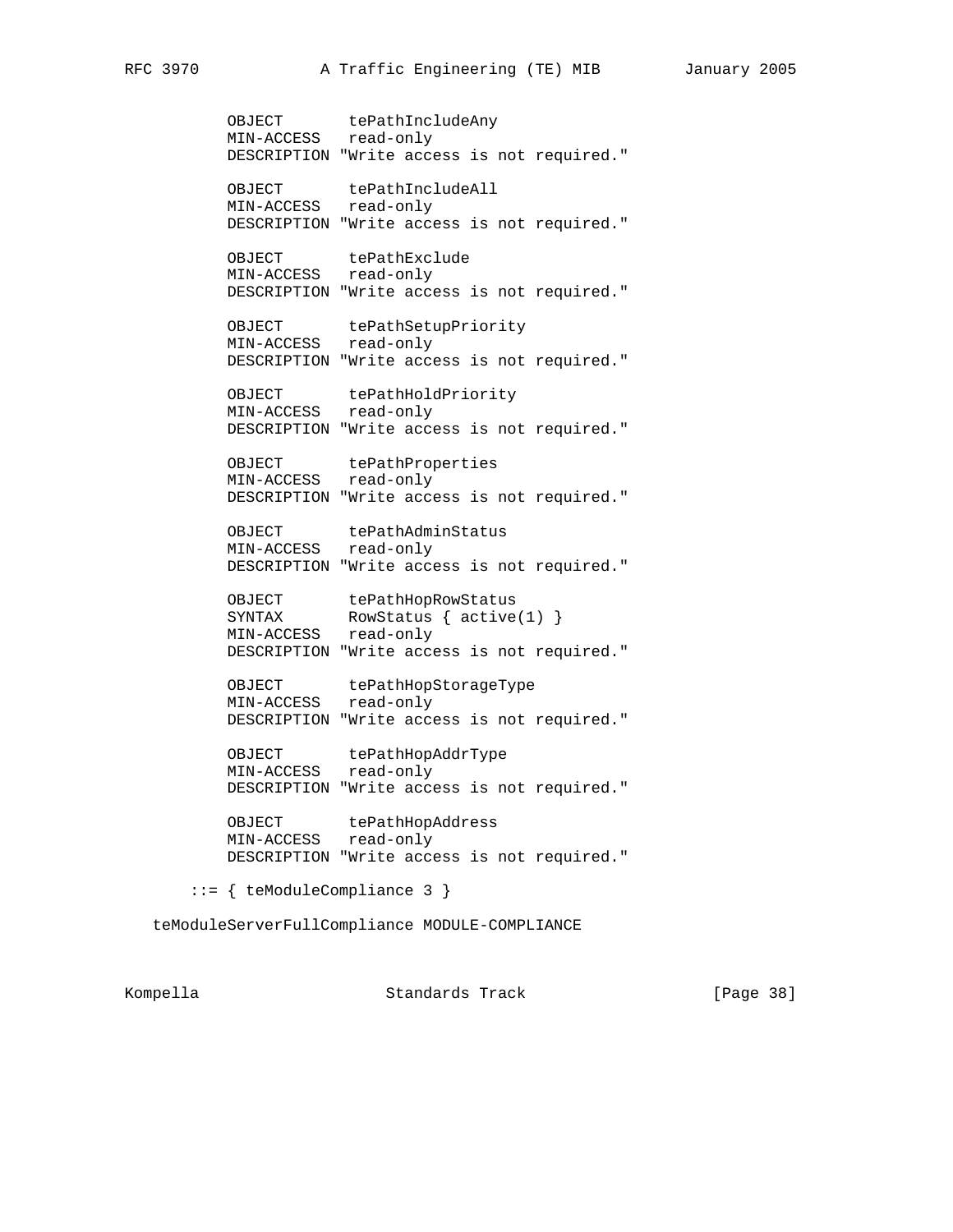```
         OBJECT       tePathIncludeAny
         MIN-ACCESS   read-only
         DESCRIPTION "Write access is not required."

         OBJECT       tePathIncludeAll
         MIN-ACCESS   read-only
         DESCRIPTION "Write access is not required."

         OBJECT       tePathExclude
         MIN-ACCESS   read-only
         DESCRIPTION "Write access is not required."

         OBJECT       tePathSetupPriority
         MIN-ACCESS   read-only
         DESCRIPTION "Write access is not required."

         OBJECT       tePathHoldPriority
         MIN-ACCESS   read-only
         DESCRIPTION "Write access is not required."

         OBJECT       tePathProperties
         MIN-ACCESS   read-only
         DESCRIPTION "Write access is not required."

         OBJECT       tePathAdminStatus
         MIN-ACCESS   read-only
         DESCRIPTION "Write access is not required."

         OBJECT       tePathHopRowStatus
         SYNTAX       RowStatus { active(1) }
         MIN-ACCESS   read-only
         DESCRIPTION "Write access is not required."

         OBJECT       tePathHopStorageType
         MIN-ACCESS   read-only
         DESCRIPTION "Write access is not required."

         OBJECT       tePathHopAddrType
         MIN-ACCESS   read-only
         DESCRIPTION "Write access is not required."

         OBJECT       tePathHopAddress
         MIN-ACCESS   read-only
         DESCRIPTION "Write access is not required."

      ::= { teModuleCompliance 3 }

   teModuleServerFullCompliance MODULE-COMPLIANCE
```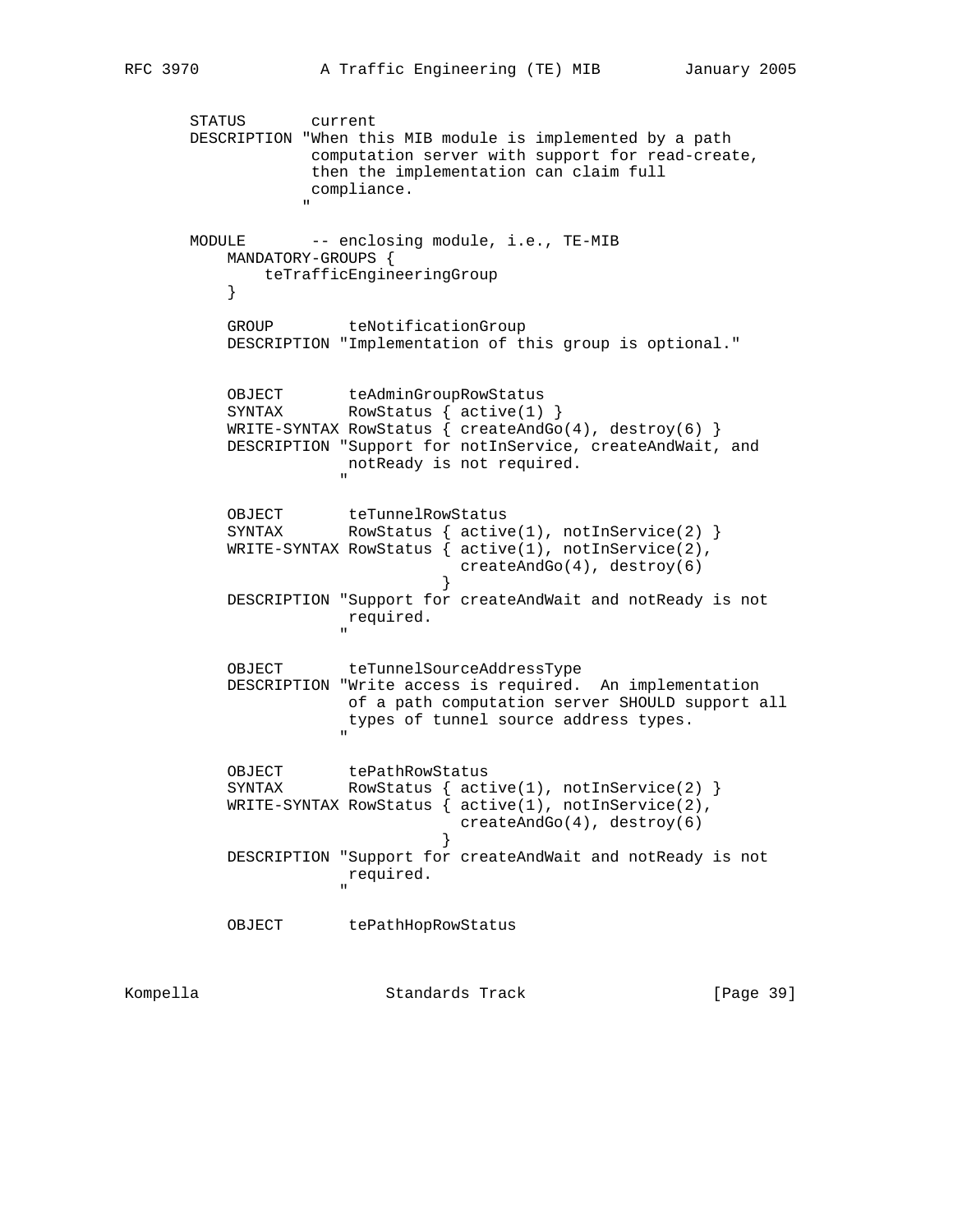```
       STATUS       current
       DESCRIPTION "When this MIB module is implemented by a path
                    computation server with support for read-create,
                    then the implementation can claim full
                    compliance.
                   "

       MODULE       -- enclosing module, i.e., TE-MIB
           MANDATORY-GROUPS {
               teTrafficEngineeringGroup
           }

           GROUP        teNotificationGroup
           DESCRIPTION "Implementation of this group is optional."


           OBJECT       teAdminGroupRowStatus
           SYNTAX       RowStatus { active(1) }
           WRITE-SYNTAX RowStatus { createAndGo(4), destroy(6) }
           DESCRIPTION "Support for notInService, createAndWait, and
                        notReady is not required.
                       "

           OBJECT       teTunnelRowStatus
           SYNTAX       RowStatus { active(1), notInService(2) }
           WRITE-SYNTAX RowStatus { active(1), notInService(2),
                                    createAndGo(4), destroy(6)
                                  }
           DESCRIPTION "Support for createAndWait and notReady is not
                        required.
                       "

           OBJECT       teTunnelSourceAddressType
           DESCRIPTION "Write access is required.  An implementation
                        of a path computation server SHOULD support all
                        types of tunnel source address types.
                       "

           OBJECT       tePathRowStatus
           SYNTAX       RowStatus { active(1), notInService(2) }
           WRITE-SYNTAX RowStatus { active(1), notInService(2),
                                    createAndGo(4), destroy(6)
                                  }
           DESCRIPTION "Support for createAndWait and notReady is not
                        required.
                       "

           OBJECT       tePathHopRowStatus
```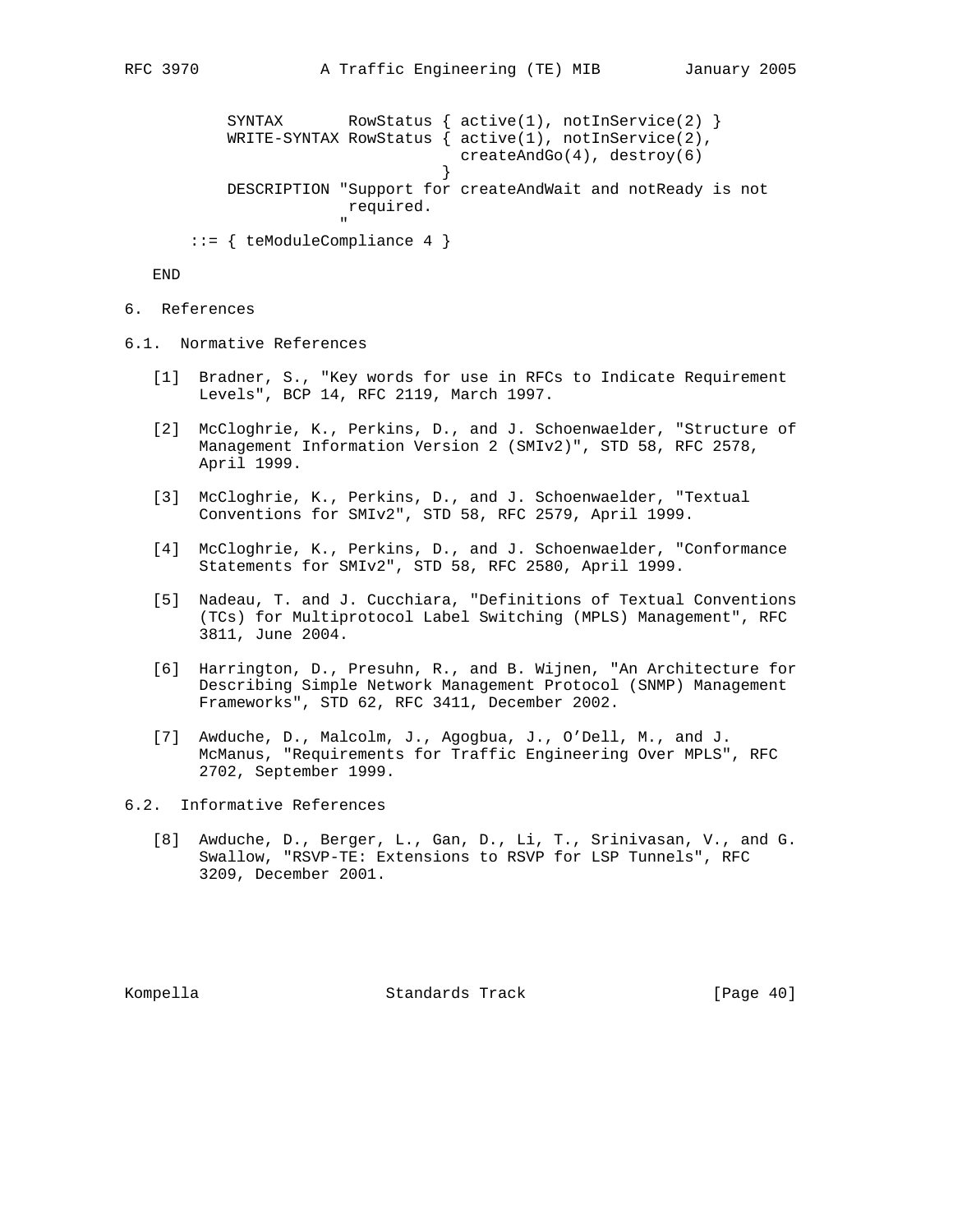```
          SYNTAX       RowStatus { active(1), notInService(2) }
          WRITE-SYNTAX RowStatus { active(1), notInService(2),
                                   createAndGo(4), destroy(6)
                                 }
          DESCRIPTION "Support for createAndWait and notReady is not
                       required.
                      "
      ::= { teModuleCompliance 4 }

   END
```

## 6. References

### 6.1. Normative References

[1] Bradner, S., "Key words for use in RFCs to Indicate Requirement Levels", BCP 14, RFC 2119, March 1997.

[2] McCloghrie, K., Perkins, D., and J. Schoenwaelder, "Structure of Management Information Version 2 (SMIv2)", STD 58, RFC 2578, April 1999.

[3] McCloghrie, K., Perkins, D., and J. Schoenwaelder, "Textual Conventions for SMIv2", STD 58, RFC 2579, April 1999.

[4] McCloghrie, K., Perkins, D., and J. Schoenwaelder, "Conformance Statements for SMIv2", STD 58, RFC 2580, April 1999.

[5] Nadeau, T. and J. Cucchiara, "Definitions of Textual Conventions (TCs) for Multiprotocol Label Switching (MPLS) Management", RFC 3811, June 2004.

[6] Harrington, D., Presuhn, R., and B. Wijnen, "An Architecture for Describing Simple Network Management Protocol (SNMP) Management Frameworks", STD 62, RFC 3411, December 2002.

[7] Awduche, D., Malcolm, J., Agogbua, J., O'Dell, M., and J. McManus, "Requirements for Traffic Engineering Over MPLS", RFC 2702, September 1999.

### 6.2. Informative References

[8] Awduche, D., Berger, L., Gan, D., Li, T., Srinivasan, V., and G. Swallow, "RSVP-TE: Extensions to RSVP for LSP Tunnels", RFC 3209, December 2001.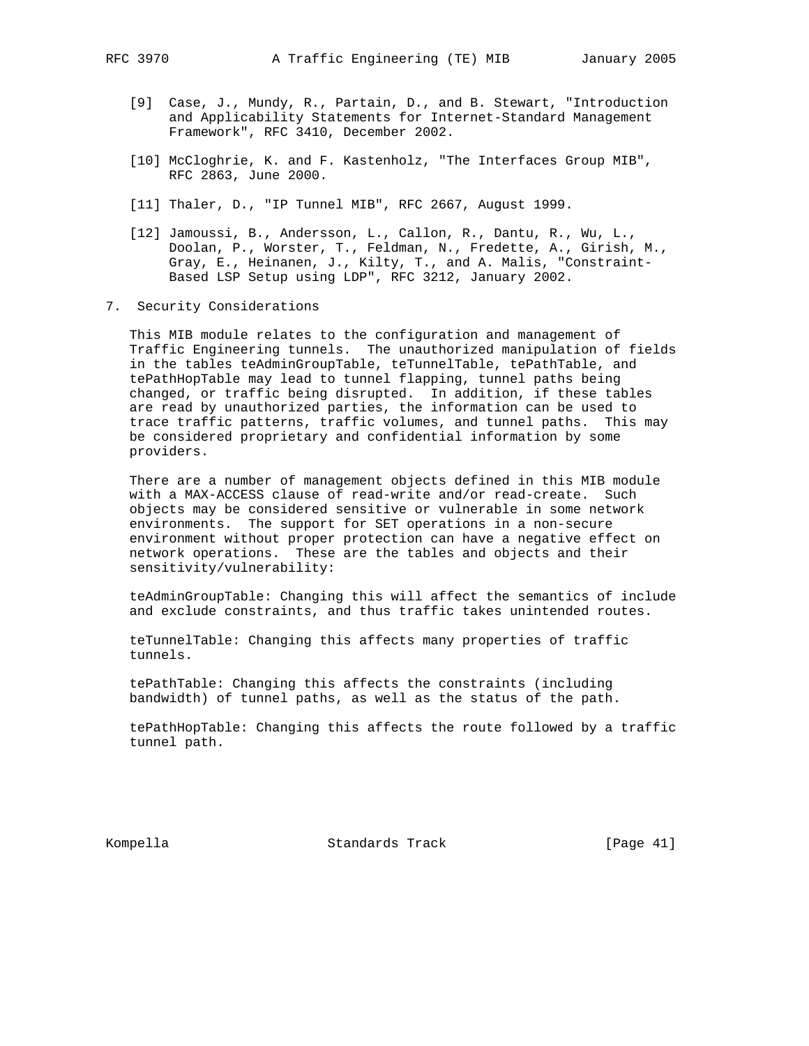[9] Case, J., Mundy, R., Partain, D., and B. Stewart, "Introduction and Applicability Statements for Internet-Standard Management Framework", RFC 3410, December 2002.

[10] McCloghrie, K. and F. Kastenholz, "The Interfaces Group MIB", RFC 2863, June 2000.

[11] Thaler, D., "IP Tunnel MIB", RFC 2667, August 1999.

[12] Jamoussi, B., Andersson, L., Callon, R., Dantu, R., Wu, L., Doolan, P., Worster, T., Feldman, N., Fredette, A., Girish, M., Gray, E., Heinanen, J., Kilty, T., and A. Malis, "Constraint-Based LSP Setup using LDP", RFC 3212, January 2002.

## 7. Security Considerations

This MIB module relates to the configuration and management of Traffic Engineering tunnels. The unauthorized manipulation of fields in the tables teAdminGroupTable, teTunnelTable, tePathTable, and tePathHopTable may lead to tunnel flapping, tunnel paths being changed, or traffic being disrupted. In addition, if these tables are read by unauthorized parties, the information can be used to trace traffic patterns, traffic volumes, and tunnel paths. This may be considered proprietary and confidential information by some providers.

There are a number of management objects defined in this MIB module with a MAX-ACCESS clause of read-write and/or read-create. Such objects may be considered sensitive or vulnerable in some network environments. The support for SET operations in a non-secure environment without proper protection can have a negative effect on network operations. These are the tables and objects and their sensitivity/vulnerability:

teAdminGroupTable: Changing this will affect the semantics of include and exclude constraints, and thus traffic takes unintended routes.

teTunnelTable: Changing this affects many properties of traffic tunnels.

tePathTable: Changing this affects the constraints (including bandwidth) of tunnel paths, as well as the status of the path.

tePathHopTable: Changing this affects the route followed by a traffic tunnel path.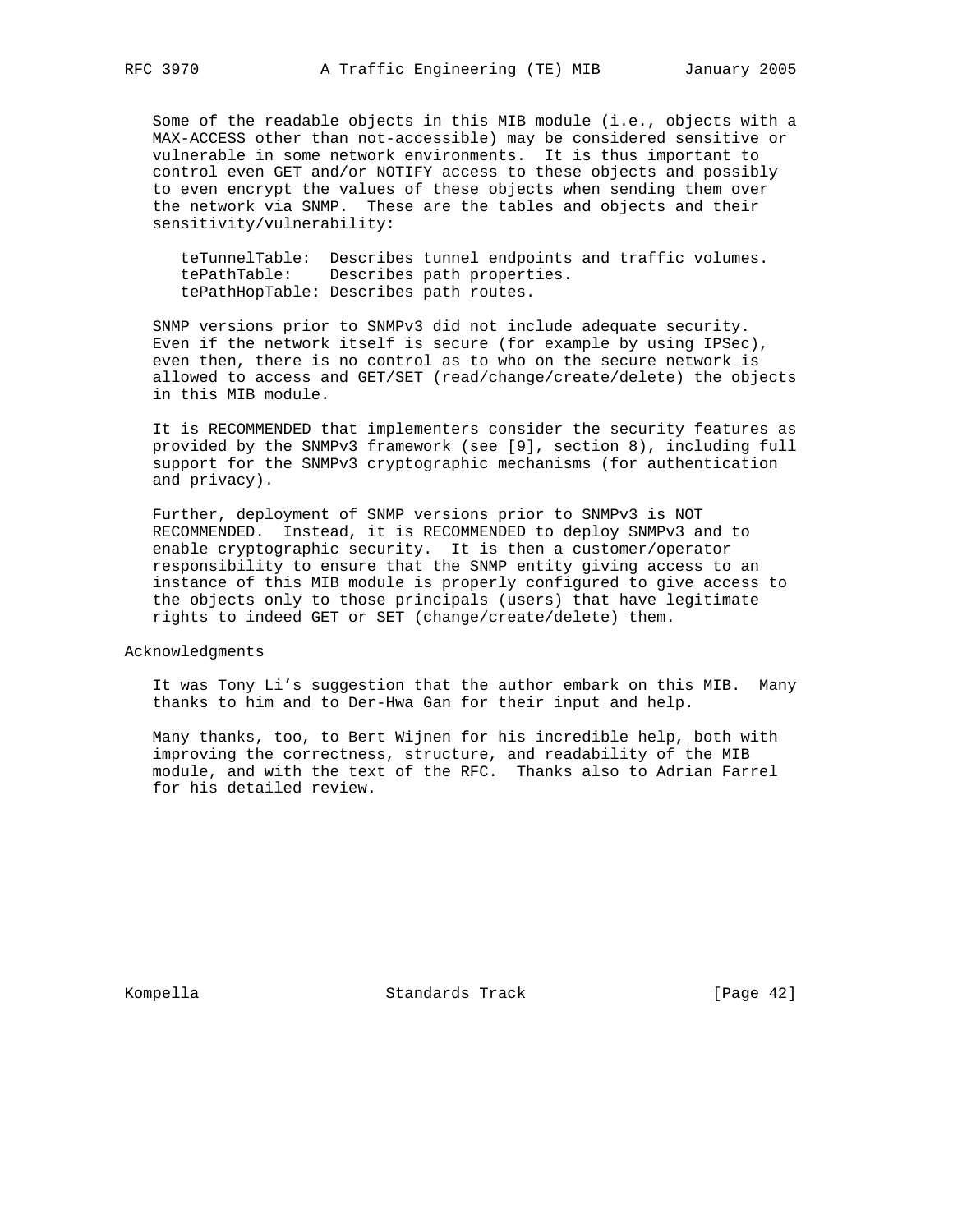Some of the readable objects in this MIB module (i.e., objects with a MAX-ACCESS other than not-accessible) may be considered sensitive or vulnerable in some network environments. It is thus important to control even GET and/or NOTIFY access to these objects and possibly to even encrypt the values of these objects when sending them over the network via SNMP. These are the tables and objects and their sensitivity/vulnerability:

```
teTunnelTable:  Describes tunnel endpoints and traffic volumes.
tePathTable:    Describes path properties.
tePathHopTable: Describes path routes.
```

SNMP versions prior to SNMPv3 did not include adequate security. Even if the network itself is secure (for example by using IPSec), even then, there is no control as to who on the secure network is allowed to access and GET/SET (read/change/create/delete) the objects in this MIB module.

It is RECOMMENDED that implementers consider the security features as provided by the SNMPv3 framework (see [9], section 8), including full support for the SNMPv3 cryptographic mechanisms (for authentication and privacy).

Further, deployment of SNMP versions prior to SNMPv3 is NOT RECOMMENDED. Instead, it is RECOMMENDED to deploy SNMPv3 and to enable cryptographic security. It is then a customer/operator responsibility to ensure that the SNMP entity giving access to an instance of this MIB module is properly configured to give access to the objects only to those principals (users) that have legitimate rights to indeed GET or SET (change/create/delete) them.

## Acknowledgments

It was Tony Li's suggestion that the author embark on this MIB. Many thanks to him and to Der-Hwa Gan for their input and help.

Many thanks, too, to Bert Wijnen for his incredible help, both with improving the correctness, structure, and readability of the MIB module, and with the text of the RFC. Thanks also to Adrian Farrel for his detailed review.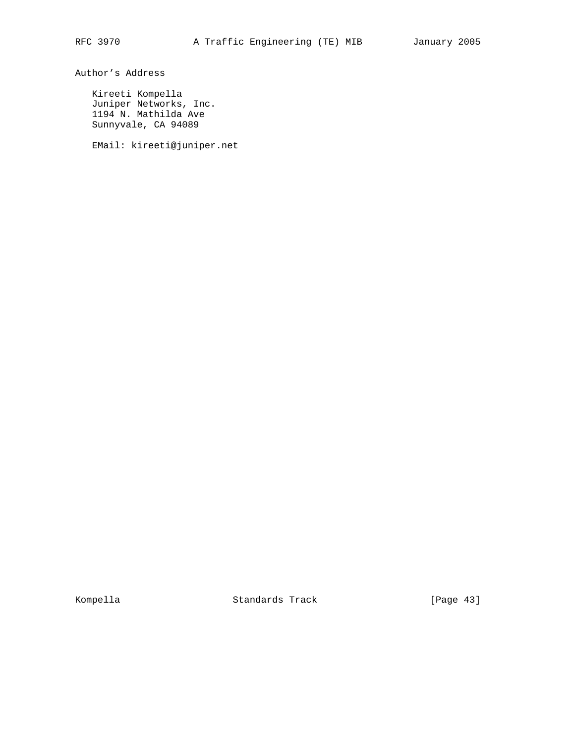## Author's Address

Kireeti Kompella
Juniper Networks, Inc.
1194 N. Mathilda Ave
Sunnyvale, CA 94089

EMail: kireeti@juniper.net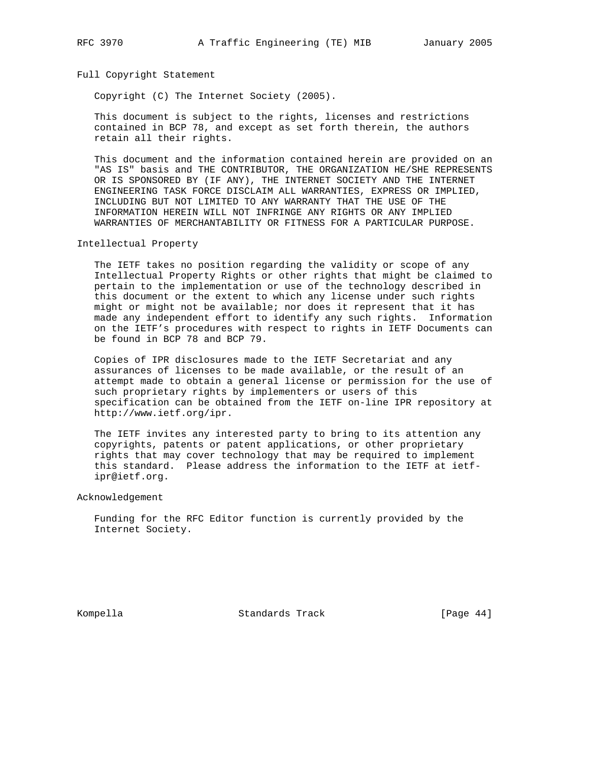## Full Copyright Statement

Copyright (C) The Internet Society (2005).

This document is subject to the rights, licenses and restrictions contained in BCP 78, and except as set forth therein, the authors retain all their rights.

This document and the information contained herein are provided on an "AS IS" basis and THE CONTRIBUTOR, THE ORGANIZATION HE/SHE REPRESENTS OR IS SPONSORED BY (IF ANY), THE INTERNET SOCIETY AND THE INTERNET ENGINEERING TASK FORCE DISCLAIM ALL WARRANTIES, EXPRESS OR IMPLIED, INCLUDING BUT NOT LIMITED TO ANY WARRANTY THAT THE USE OF THE INFORMATION HEREIN WILL NOT INFRINGE ANY RIGHTS OR ANY IMPLIED WARRANTIES OF MERCHANTABILITY OR FITNESS FOR A PARTICULAR PURPOSE.

## Intellectual Property

The IETF takes no position regarding the validity or scope of any Intellectual Property Rights or other rights that might be claimed to pertain to the implementation or use of the technology described in this document or the extent to which any license under such rights might or might not be available; nor does it represent that it has made any independent effort to identify any such rights. Information on the IETF's procedures with respect to rights in IETF Documents can be found in BCP 78 and BCP 79.

Copies of IPR disclosures made to the IETF Secretariat and any assurances of licenses to be made available, or the result of an attempt made to obtain a general license or permission for the use of such proprietary rights by implementers or users of this specification can be obtained from the IETF on-line IPR repository at http://www.ietf.org/ipr.

The IETF invites any interested party to bring to its attention any copyrights, patents or patent applications, or other proprietary rights that may cover technology that may be required to implement this standard. Please address the information to the IETF at ietf-ipr@ietf.org.

## Acknowledgement

Funding for the RFC Editor function is currently provided by the Internet Society.